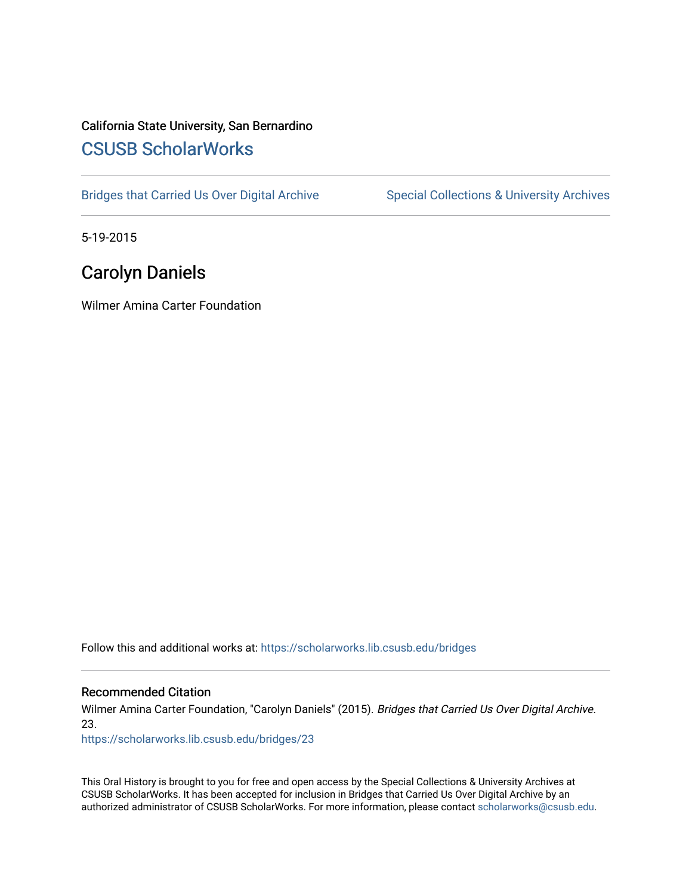California State University, San Bernardino

## CSUSB ScholarWorks

Bridges that Carried Us Over Digital Archive | Special Collections & University Archives

5-19-2015

# Carolyn Daniels

Wilmer Amina Carter Foundation

Follow this and additional works at: https://scholarworks.lib.csusb.edu/bridges

### Recommended Citation

Wilmer Amina Carter Foundation, "Carolyn Daniels" (2015). *Bridges that Carried Us Over Digital Archive*. 23.
https://scholarworks.lib.csusb.edu/bridges/23

This Oral History is brought to you for free and open access by the Special Collections & University Archives at CSUSB ScholarWorks. It has been accepted for inclusion in Bridges that Carried Us Over Digital Archive by an authorized administrator of CSUSB ScholarWorks. For more information, please contact scholarworks@csusb.edu.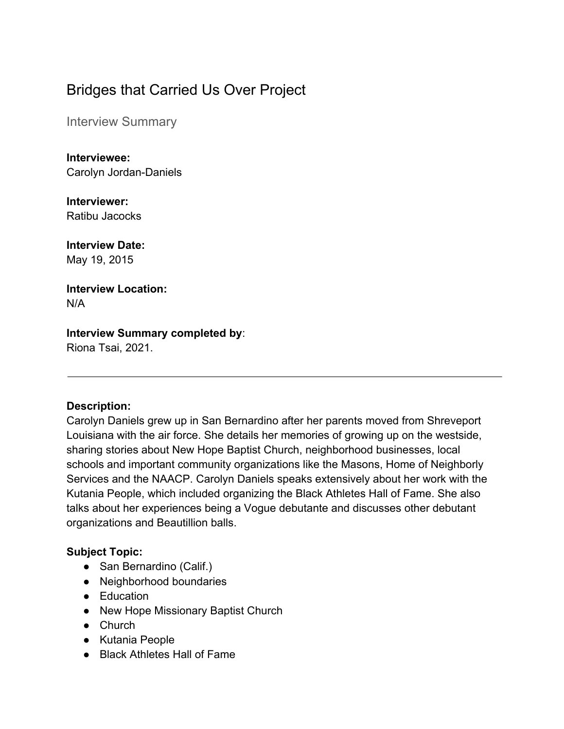# Bridges that Carried Us Over Project

## Interview Summary

**Interviewee:**
Carolyn Jordan-Daniels

**Interviewer:**
Ratibu Jacocks

**Interview Date:**
May 19, 2015

**Interview Location:**
N/A

**Interview Summary completed by**:
Riona Tsai, 2021.

---

**Description:**
Carolyn Daniels grew up in San Bernardino after her parents moved from Shreveport Louisiana with the air force. She details her memories of growing up on the westside, sharing stories about New Hope Baptist Church, neighborhood businesses, local schools and important community organizations like the Masons, Home of Neighborly Services and the NAACP. Carolyn Daniels speaks extensively about her work with the Kutania People, which included organizing the Black Athletes Hall of Fame. She also talks about her experiences being a Vogue debutante and discusses other debutant organizations and Beautillion balls.

**Subject Topic:**
- San Bernardino (Calif.)
- Neighborhood boundaries
- Education
- New Hope Missionary Baptist Church
- Church
- Kutania People
- Black Athletes Hall of Fame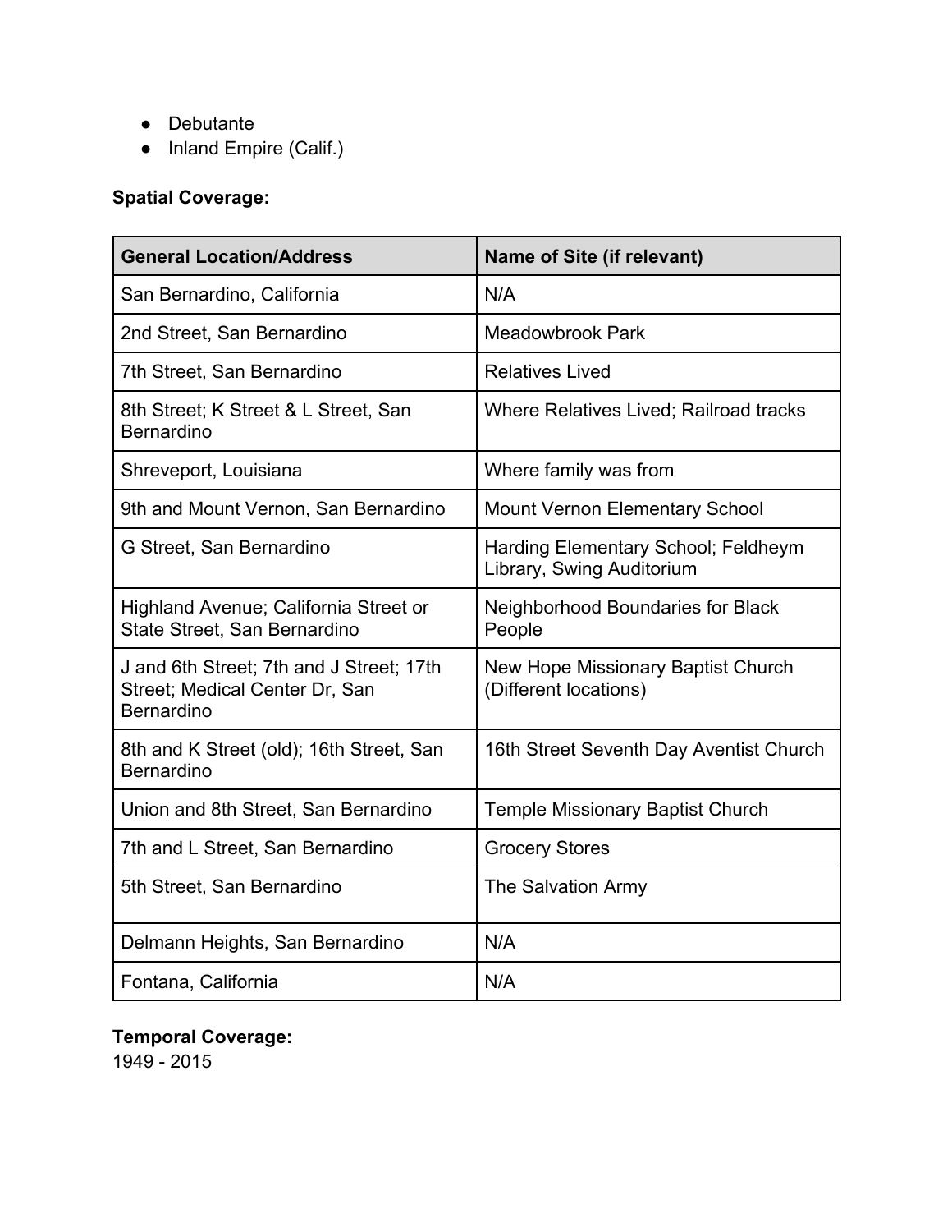- Debutante
- Inland Empire (Calif.)

**Spatial Coverage:**

| General Location/Address | Name of Site (if relevant) |
|---|---|
| San Bernardino, California | N/A |
| 2nd Street, San Bernardino | Meadowbrook Park |
| 7th Street, San Bernardino | Relatives Lived |
| 8th Street; K Street & L Street, San Bernardino | Where Relatives Lived; Railroad tracks |
| Shreveport, Louisiana | Where family was from |
| 9th and Mount Vernon, San Bernardino | Mount Vernon Elementary School |
| G Street, San Bernardino | Harding Elementary School; Feldheym Library, Swing Auditorium |
| Highland Avenue; California Street or State Street, San Bernardino | Neighborhood Boundaries for Black People |
| J and 6th Street; 7th and J Street; 17th Street; Medical Center Dr, San Bernardino | New Hope Missionary Baptist Church (Different locations) |
| 8th and K Street (old); 16th Street, San Bernardino | 16th Street Seventh Day Aventist Church |
| Union and 8th Street, San Bernardino | Temple Missionary Baptist Church |
| 7th and L Street, San Bernardino | Grocery Stores |
| 5th Street, San Bernardino | The Salvation Army |
| Delmann Heights, San Bernardino | N/A |
| Fontana, California | N/A |

**Temporal Coverage:**
1949 - 2015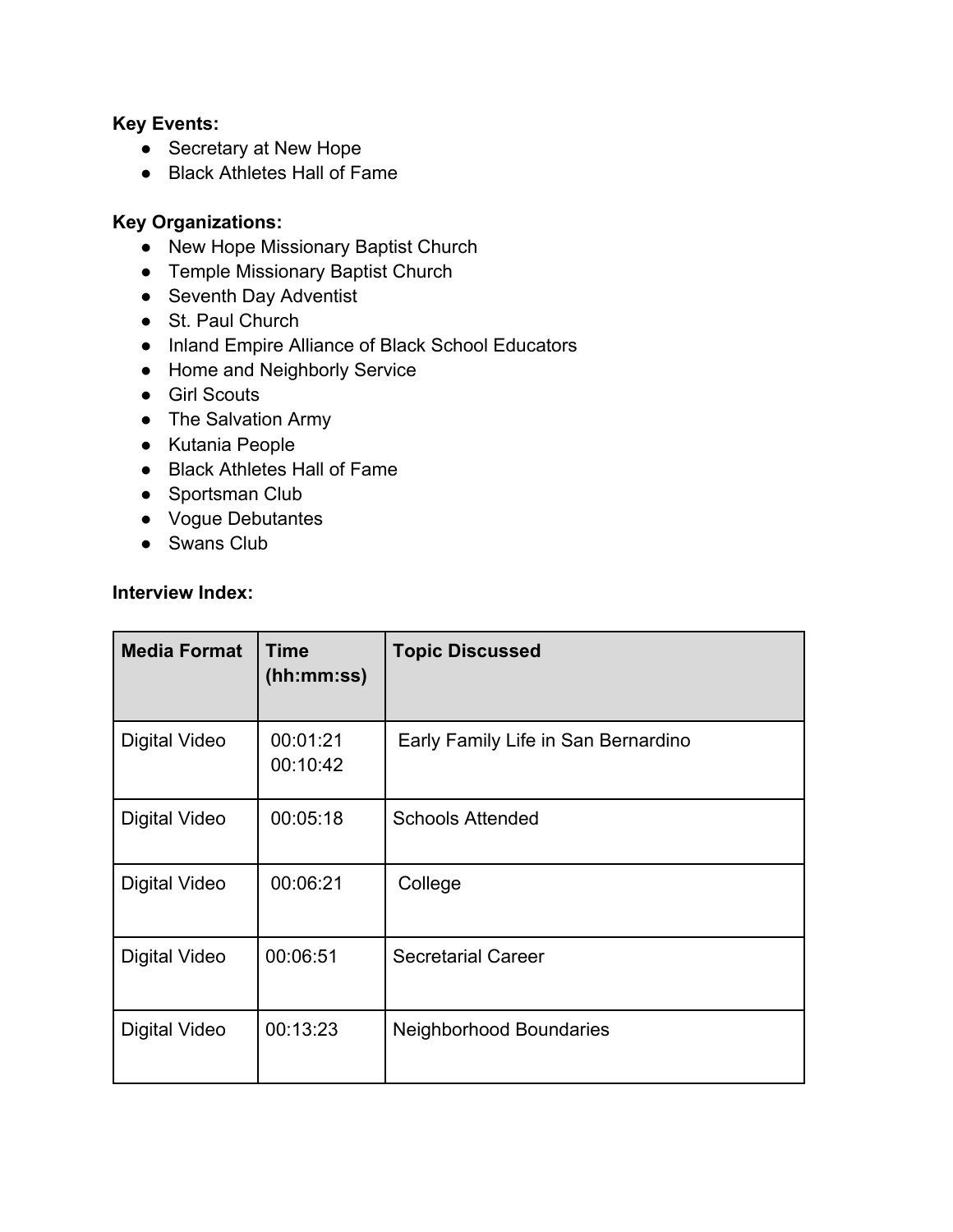**Key Events:**

- Secretary at New Hope
- Black Athletes Hall of Fame

**Key Organizations:**

- New Hope Missionary Baptist Church
- Temple Missionary Baptist Church
- Seventh Day Adventist
- St. Paul Church
- Inland Empire Alliance of Black School Educators
- Home and Neighborly Service
- Girl Scouts
- The Salvation Army
- Kutania People
- Black Athletes Hall of Fame
- Sportsman Club
- Vogue Debutantes
- Swans Club

**Interview Index:**

| Media Format | Time (hh:mm:ss) | Topic Discussed |
|---|---|---|
| Digital Video | 00:01:21<br>00:10:42 | Early Family Life in San Bernardino |
| Digital Video | 00:05:18 | Schools Attended |
| Digital Video | 00:06:21 | College |
| Digital Video | 00:06:51 | Secretarial Career |
| Digital Video | 00:13:23 | Neighborhood Boundaries |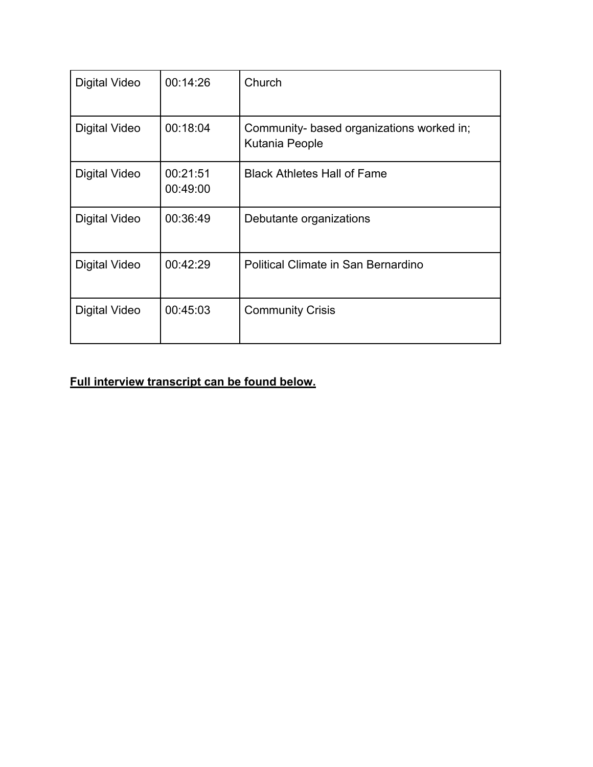| Digital Video | 00:14:26 | Church |
|---|---|---|
| Digital Video | 00:18:04 | Community- based organizations worked in; Kutania People |
| Digital Video | 00:21:51 00:49:00 | Black Athletes Hall of Fame |
| Digital Video | 00:36:49 | Debutante organizations |
| Digital Video | 00:42:29 | Political Climate in San Bernardino |
| Digital Video | 00:45:03 | Community Crisis |

**Full interview transcript can be found below.**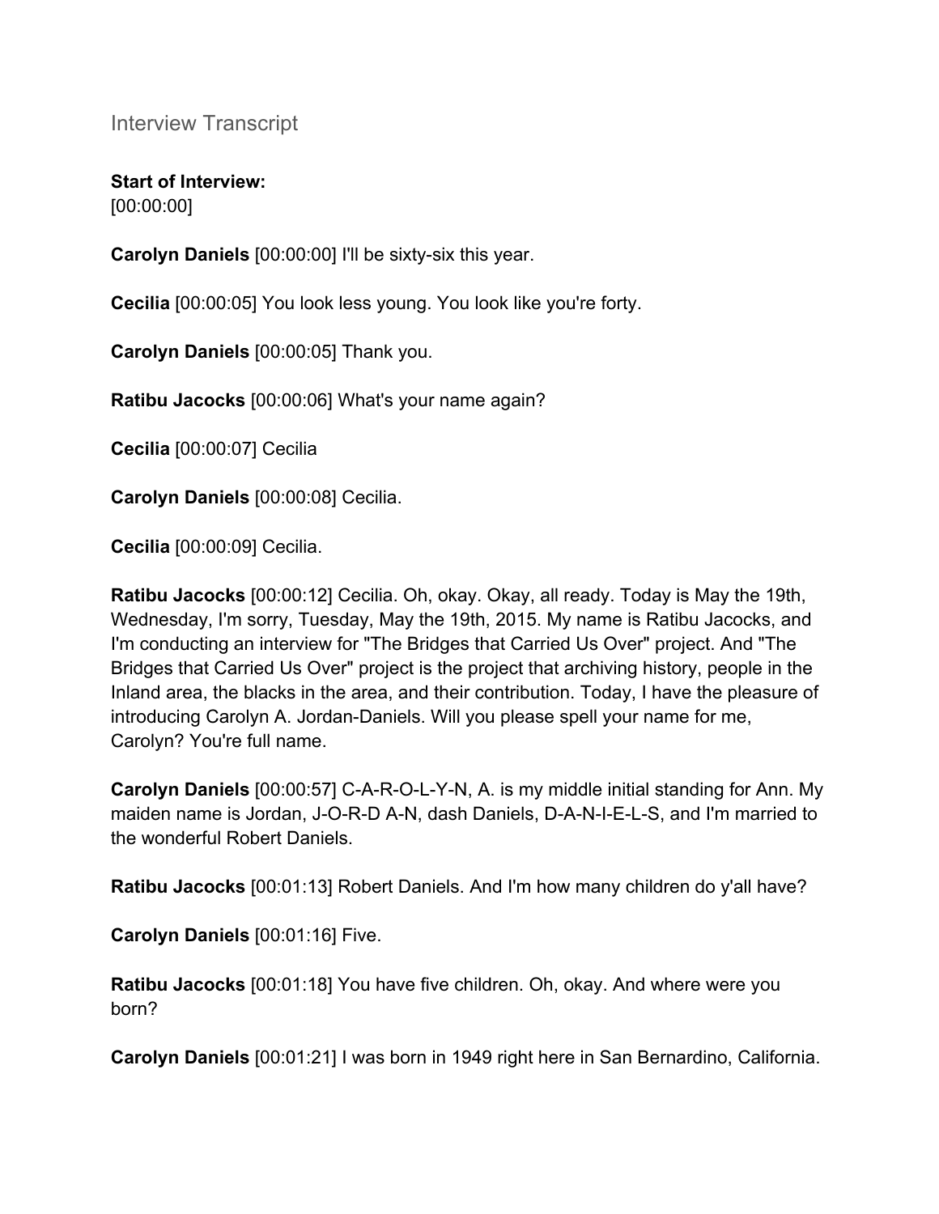Interview Transcript

**Start of Interview:**
[00:00:00]

**Carolyn Daniels** [00:00:00] I'll be sixty-six this year.

**Cecilia** [00:00:05] You look less young. You look like you're forty.

**Carolyn Daniels** [00:00:05] Thank you.

**Ratibu Jacocks** [00:00:06] What's your name again?

**Cecilia** [00:00:07] Cecilia

**Carolyn Daniels** [00:00:08] Cecilia.

**Cecilia** [00:00:09] Cecilia.

**Ratibu Jacocks** [00:00:12] Cecilia. Oh, okay. Okay, all ready. Today is May the 19th, Wednesday, I'm sorry, Tuesday, May the 19th, 2015. My name is Ratibu Jacocks, and I'm conducting an interview for "The Bridges that Carried Us Over" project. And "The Bridges that Carried Us Over" project is the project that archiving history, people in the Inland area, the blacks in the area, and their contribution. Today, I have the pleasure of introducing Carolyn A. Jordan-Daniels. Will you please spell your name for me, Carolyn? You're full name.

**Carolyn Daniels** [00:00:57] C-A-R-O-L-Y-N, A. is my middle initial standing for Ann. My maiden name is Jordan, J-O-R-D A-N, dash Daniels, D-A-N-I-E-L-S, and I'm married to the wonderful Robert Daniels.

**Ratibu Jacocks** [00:01:13] Robert Daniels. And I'm how many children do y'all have?

**Carolyn Daniels** [00:01:16] Five.

**Ratibu Jacocks** [00:01:18] You have five children. Oh, okay. And where were you born?

**Carolyn Daniels** [00:01:21] I was born in 1949 right here in San Bernardino, California.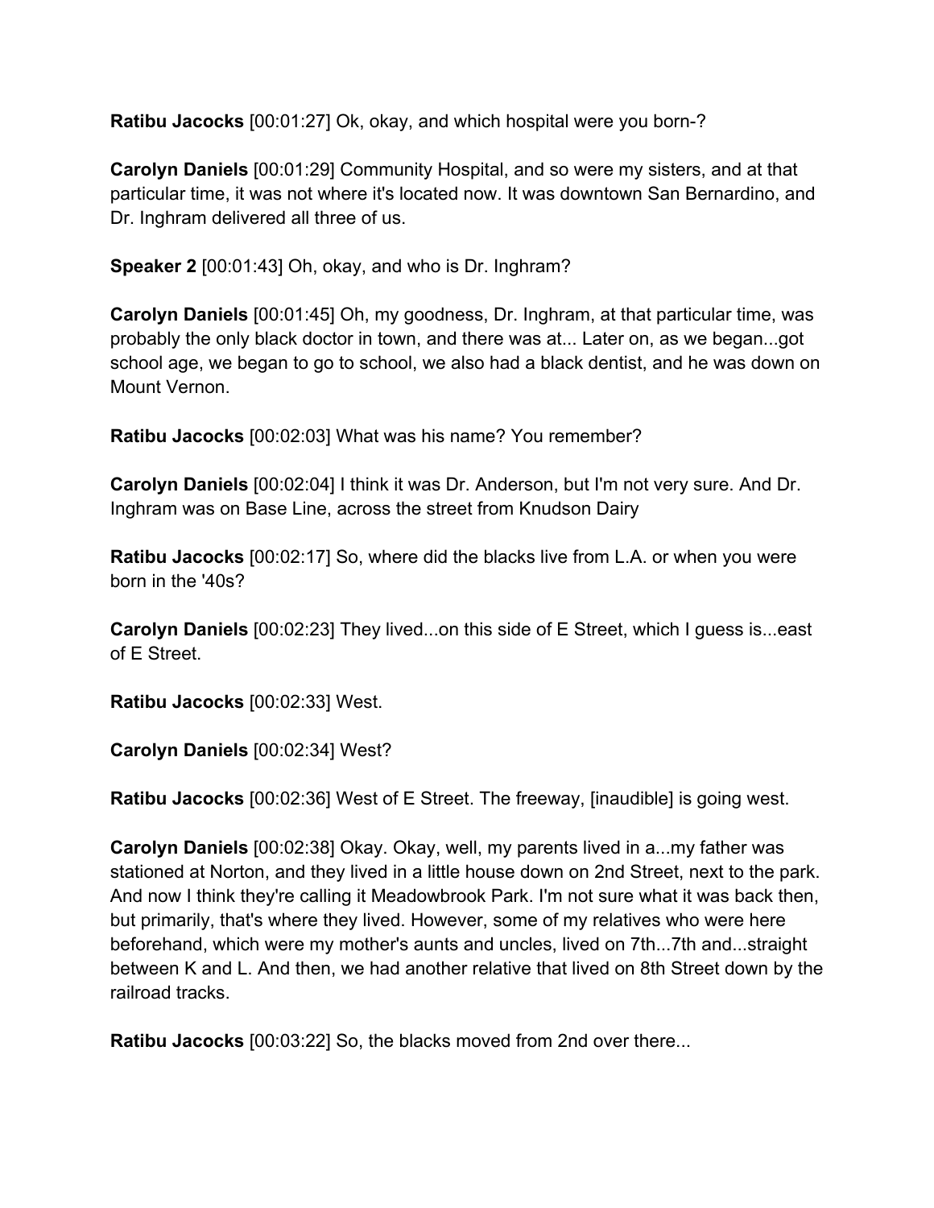**Ratibu Jacocks** [00:01:27] Ok, okay, and which hospital were you born-?

**Carolyn Daniels** [00:01:29] Community Hospital, and so were my sisters, and at that particular time, it was not where it's located now. It was downtown San Bernardino, and Dr. Inghram delivered all three of us.

**Speaker 2** [00:01:43] Oh, okay, and who is Dr. Inghram?

**Carolyn Daniels** [00:01:45] Oh, my goodness, Dr. Inghram, at that particular time, was probably the only black doctor in town, and there was at... Later on, as we began...got school age, we began to go to school, we also had a black dentist, and he was down on Mount Vernon.

**Ratibu Jacocks** [00:02:03] What was his name? You remember?

**Carolyn Daniels** [00:02:04] I think it was Dr. Anderson, but I'm not very sure. And Dr. Inghram was on Base Line, across the street from Knudson Dairy

**Ratibu Jacocks** [00:02:17] So, where did the blacks live from L.A. or when you were born in the '40s?

**Carolyn Daniels** [00:02:23] They lived...on this side of E Street, which I guess is...east of E Street.

**Ratibu Jacocks** [00:02:33] West.

**Carolyn Daniels** [00:02:34] West?

**Ratibu Jacocks** [00:02:36] West of E Street. The freeway, [inaudible] is going west.

**Carolyn Daniels** [00:02:38] Okay. Okay, well, my parents lived in a...my father was stationed at Norton, and they lived in a little house down on 2nd Street, next to the park. And now I think they're calling it Meadowbrook Park. I'm not sure what it was back then, but primarily, that's where they lived. However, some of my relatives who were here beforehand, which were my mother's aunts and uncles, lived on 7th...7th and...straight between K and L. And then, we had another relative that lived on 8th Street down by the railroad tracks.

**Ratibu Jacocks** [00:03:22] So, the blacks moved from 2nd over there...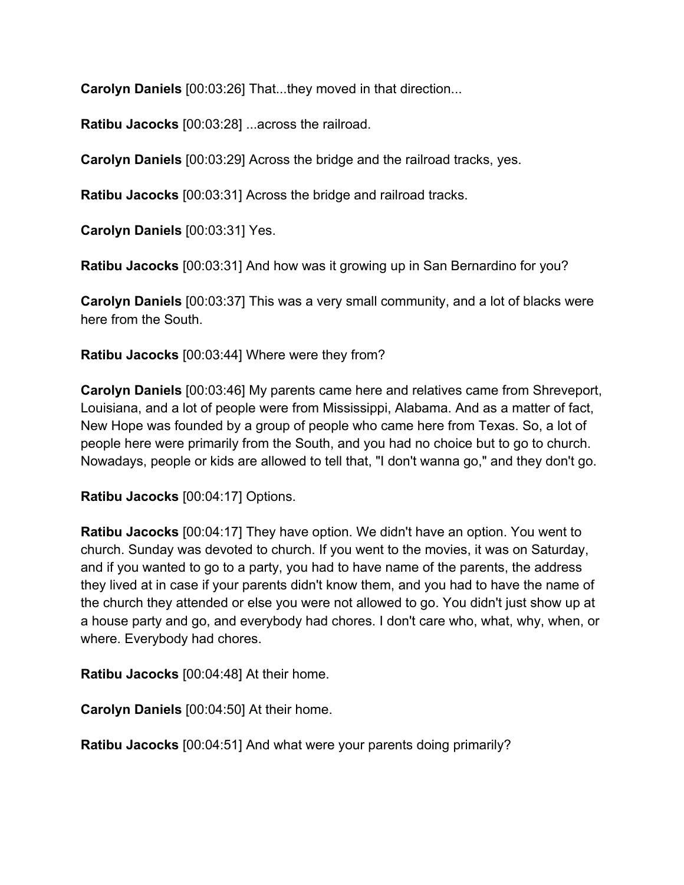**Carolyn Daniels** [00:03:26] That...they moved in that direction...

**Ratibu Jacocks** [00:03:28] ...across the railroad.

**Carolyn Daniels** [00:03:29] Across the bridge and the railroad tracks, yes.

**Ratibu Jacocks** [00:03:31] Across the bridge and railroad tracks.

**Carolyn Daniels** [00:03:31] Yes.

**Ratibu Jacocks** [00:03:31] And how was it growing up in San Bernardino for you?

**Carolyn Daniels** [00:03:37] This was a very small community, and a lot of blacks were here from the South.

**Ratibu Jacocks** [00:03:44] Where were they from?

**Carolyn Daniels** [00:03:46] My parents came here and relatives came from Shreveport, Louisiana, and a lot of people were from Mississippi, Alabama. And as a matter of fact, New Hope was founded by a group of people who came here from Texas. So, a lot of people here were primarily from the South, and you had no choice but to go to church. Nowadays, people or kids are allowed to tell that, "I don't wanna go," and they don't go.

**Ratibu Jacocks** [00:04:17] Options.

**Ratibu Jacocks** [00:04:17] They have option. We didn't have an option. You went to church. Sunday was devoted to church. If you went to the movies, it was on Saturday, and if you wanted to go to a party, you had to have name of the parents, the address they lived at in case if your parents didn't know them, and you had to have the name of the church they attended or else you were not allowed to go. You didn't just show up at a house party and go, and everybody had chores. I don't care who, what, why, when, or where. Everybody had chores.

**Ratibu Jacocks** [00:04:48] At their home.

**Carolyn Daniels** [00:04:50] At their home.

**Ratibu Jacocks** [00:04:51] And what were your parents doing primarily?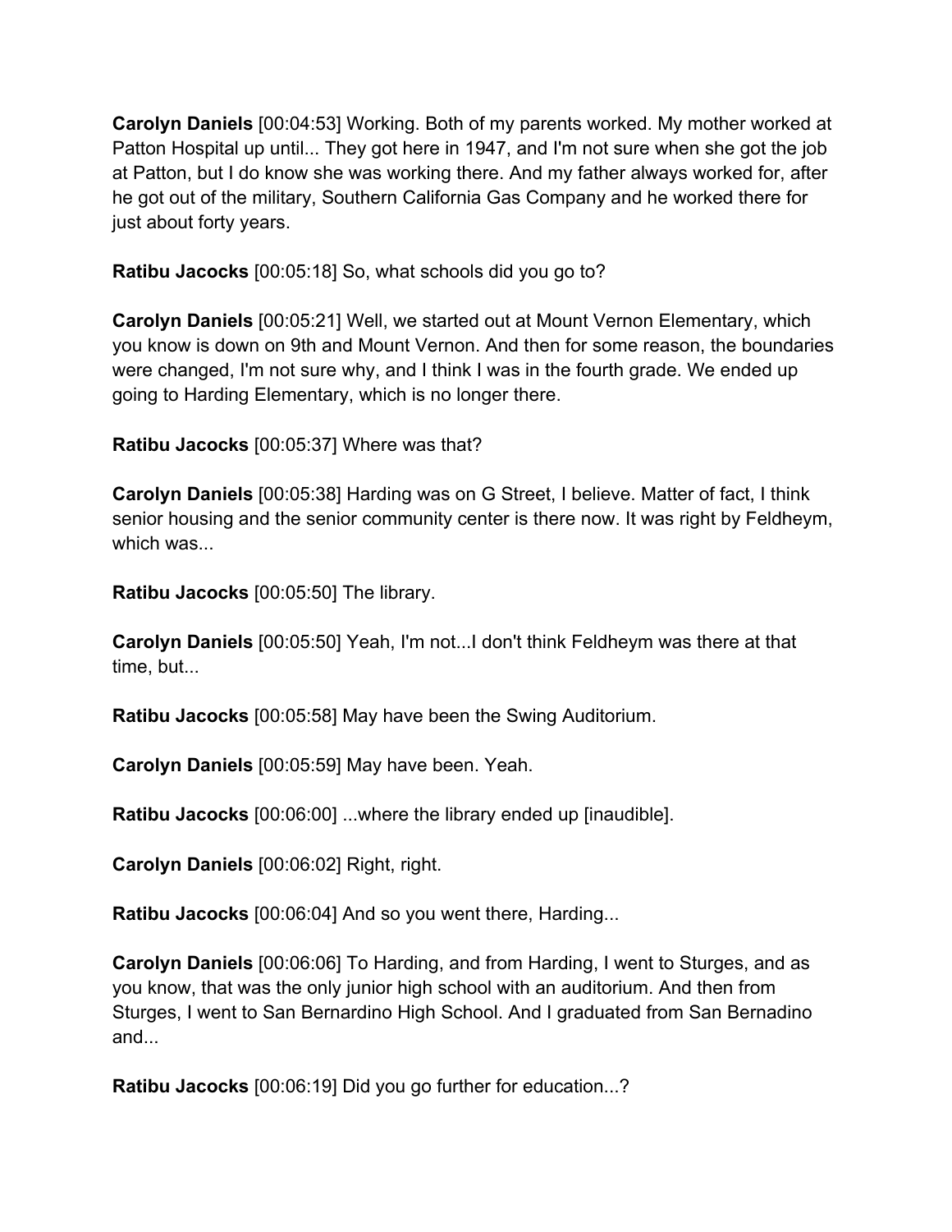**Carolyn Daniels** [00:04:53] Working. Both of my parents worked. My mother worked at Patton Hospital up until... They got here in 1947, and I'm not sure when she got the job at Patton, but I do know she was working there. And my father always worked for, after he got out of the military, Southern California Gas Company and he worked there for just about forty years.

**Ratibu Jacocks** [00:05:18] So, what schools did you go to?

**Carolyn Daniels** [00:05:21] Well, we started out at Mount Vernon Elementary, which you know is down on 9th and Mount Vernon. And then for some reason, the boundaries were changed, I'm not sure why, and I think I was in the fourth grade. We ended up going to Harding Elementary, which is no longer there.

**Ratibu Jacocks** [00:05:37] Where was that?

**Carolyn Daniels** [00:05:38] Harding was on G Street, I believe. Matter of fact, I think senior housing and the senior community center is there now. It was right by Feldheym, which was...

**Ratibu Jacocks** [00:05:50] The library.

**Carolyn Daniels** [00:05:50] Yeah, I'm not...I don't think Feldheym was there at that time, but...

**Ratibu Jacocks** [00:05:58] May have been the Swing Auditorium.

**Carolyn Daniels** [00:05:59] May have been. Yeah.

**Ratibu Jacocks** [00:06:00] ...where the library ended up [inaudible].

**Carolyn Daniels** [00:06:02] Right, right.

**Ratibu Jacocks** [00:06:04] And so you went there, Harding...

**Carolyn Daniels** [00:06:06] To Harding, and from Harding, I went to Sturges, and as you know, that was the only junior high school with an auditorium. And then from Sturges, I went to San Bernardino High School. And I graduated from San Bernadino and...

**Ratibu Jacocks** [00:06:19] Did you go further for education...?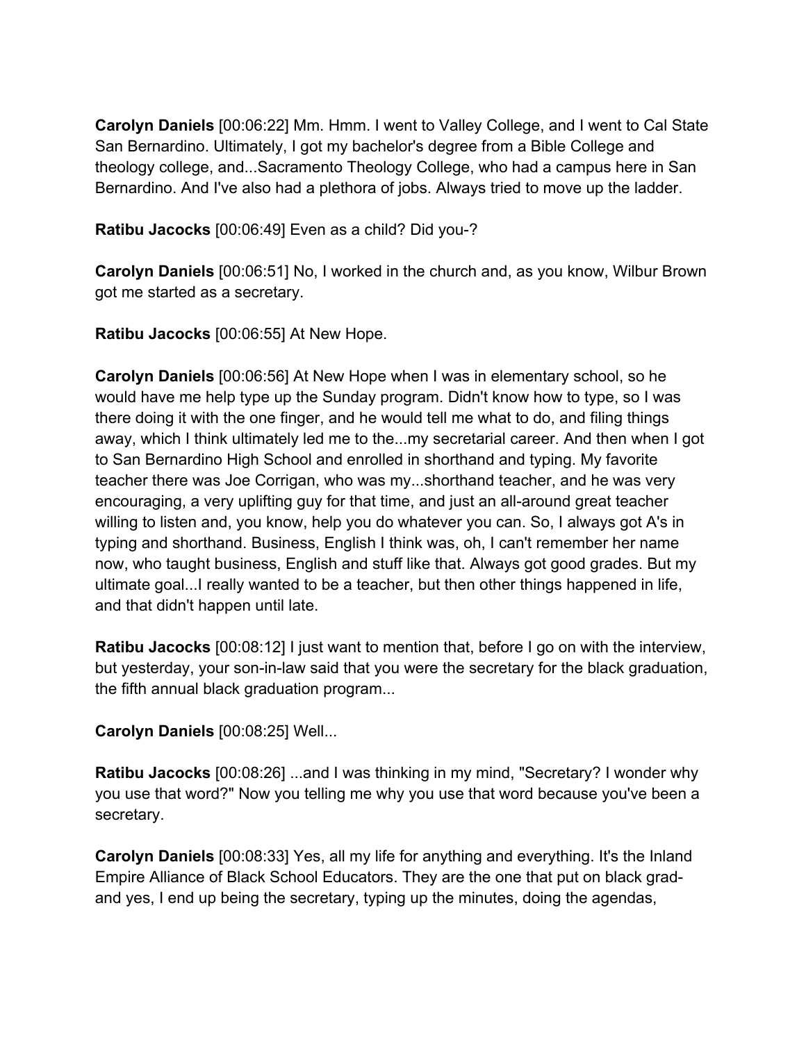**Carolyn Daniels** [00:06:22] Mm. Hmm. I went to Valley College, and I went to Cal State San Bernardino. Ultimately, I got my bachelor's degree from a Bible College and theology college, and...Sacramento Theology College, who had a campus here in San Bernardino. And I've also had a plethora of jobs. Always tried to move up the ladder.

**Ratibu Jacocks** [00:06:49] Even as a child? Did you-?

**Carolyn Daniels** [00:06:51] No, I worked in the church and, as you know, Wilbur Brown got me started as a secretary.

**Ratibu Jacocks** [00:06:55] At New Hope.

**Carolyn Daniels** [00:06:56] At New Hope when I was in elementary school, so he would have me help type up the Sunday program. Didn't know how to type, so I was there doing it with the one finger, and he would tell me what to do, and filing things away, which I think ultimately led me to the...my secretarial career. And then when I got to San Bernardino High School and enrolled in shorthand and typing. My favorite teacher there was Joe Corrigan, who was my...shorthand teacher, and he was very encouraging, a very uplifting guy for that time, and just an all-around great teacher willing to listen and, you know, help you do whatever you can. So, I always got A's in typing and shorthand. Business, English I think was, oh, I can't remember her name now, who taught business, English and stuff like that. Always got good grades. But my ultimate goal...I really wanted to be a teacher, but then other things happened in life, and that didn't happen until late.

**Ratibu Jacocks** [00:08:12] I just want to mention that, before I go on with the interview, but yesterday, your son-in-law said that you were the secretary for the black graduation, the fifth annual black graduation program...

**Carolyn Daniels** [00:08:25] Well...

**Ratibu Jacocks** [00:08:26] ...and I was thinking in my mind, "Secretary? I wonder why you use that word?" Now you telling me why you use that word because you've been a secretary.

**Carolyn Daniels** [00:08:33] Yes, all my life for anything and everything. It's the Inland Empire Alliance of Black School Educators. They are the one that put on black grad- and yes, I end up being the secretary, typing up the minutes, doing the agendas,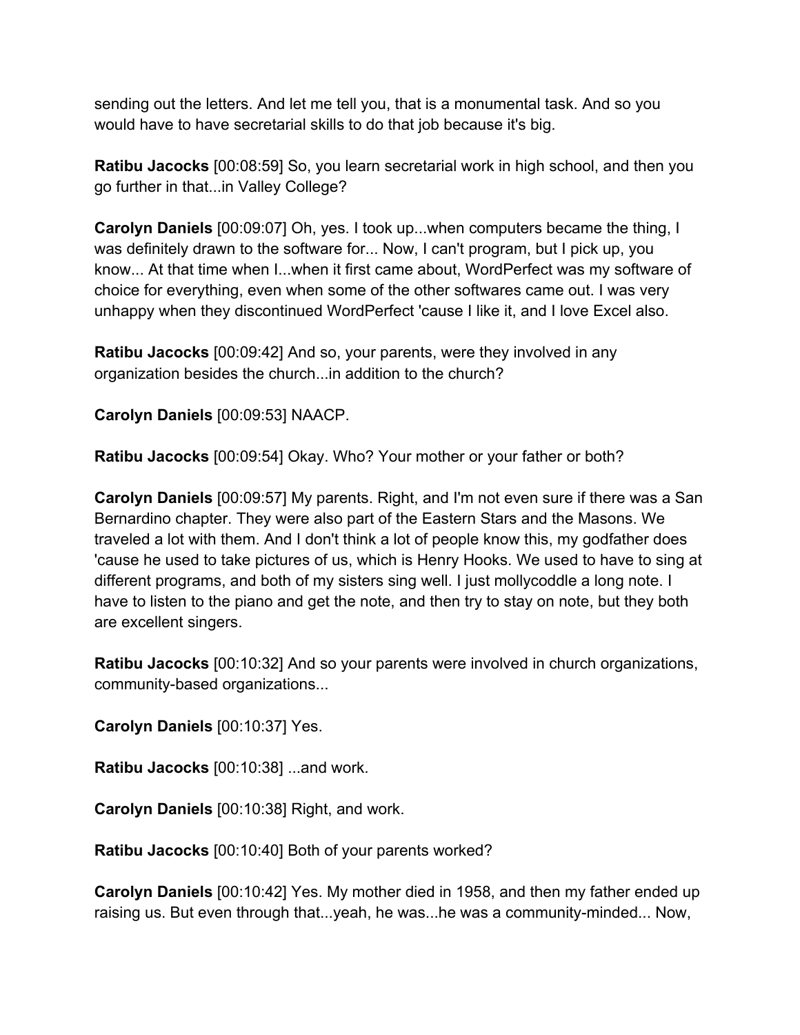sending out the letters. And let me tell you, that is a monumental task. And so you would have to have secretarial skills to do that job because it's big.

**Ratibu Jacocks** [00:08:59] So, you learn secretarial work in high school, and then you go further in that...in Valley College?

**Carolyn Daniels** [00:09:07] Oh, yes. I took up...when computers became the thing, I was definitely drawn to the software for... Now, I can't program, but I pick up, you know... At that time when I...when it first came about, WordPerfect was my software of choice for everything, even when some of the other softwares came out. I was very unhappy when they discontinued WordPerfect 'cause I like it, and I love Excel also.

**Ratibu Jacocks** [00:09:42] And so, your parents, were they involved in any organization besides the church...in addition to the church?

**Carolyn Daniels** [00:09:53] NAACP.

**Ratibu Jacocks** [00:09:54] Okay. Who? Your mother or your father or both?

**Carolyn Daniels** [00:09:57] My parents. Right, and I'm not even sure if there was a San Bernardino chapter. They were also part of the Eastern Stars and the Masons. We traveled a lot with them. And I don't think a lot of people know this, my godfather does 'cause he used to take pictures of us, which is Henry Hooks. We used to have to sing at different programs, and both of my sisters sing well. I just mollycoddle a long note. I have to listen to the piano and get the note, and then try to stay on note, but they both are excellent singers.

**Ratibu Jacocks** [00:10:32] And so your parents were involved in church organizations, community-based organizations...

**Carolyn Daniels** [00:10:37] Yes.

**Ratibu Jacocks** [00:10:38] ...and work.

**Carolyn Daniels** [00:10:38] Right, and work.

**Ratibu Jacocks** [00:10:40] Both of your parents worked?

**Carolyn Daniels** [00:10:42] Yes. My mother died in 1958, and then my father ended up raising us. But even through that...yeah, he was...he was a community-minded... Now,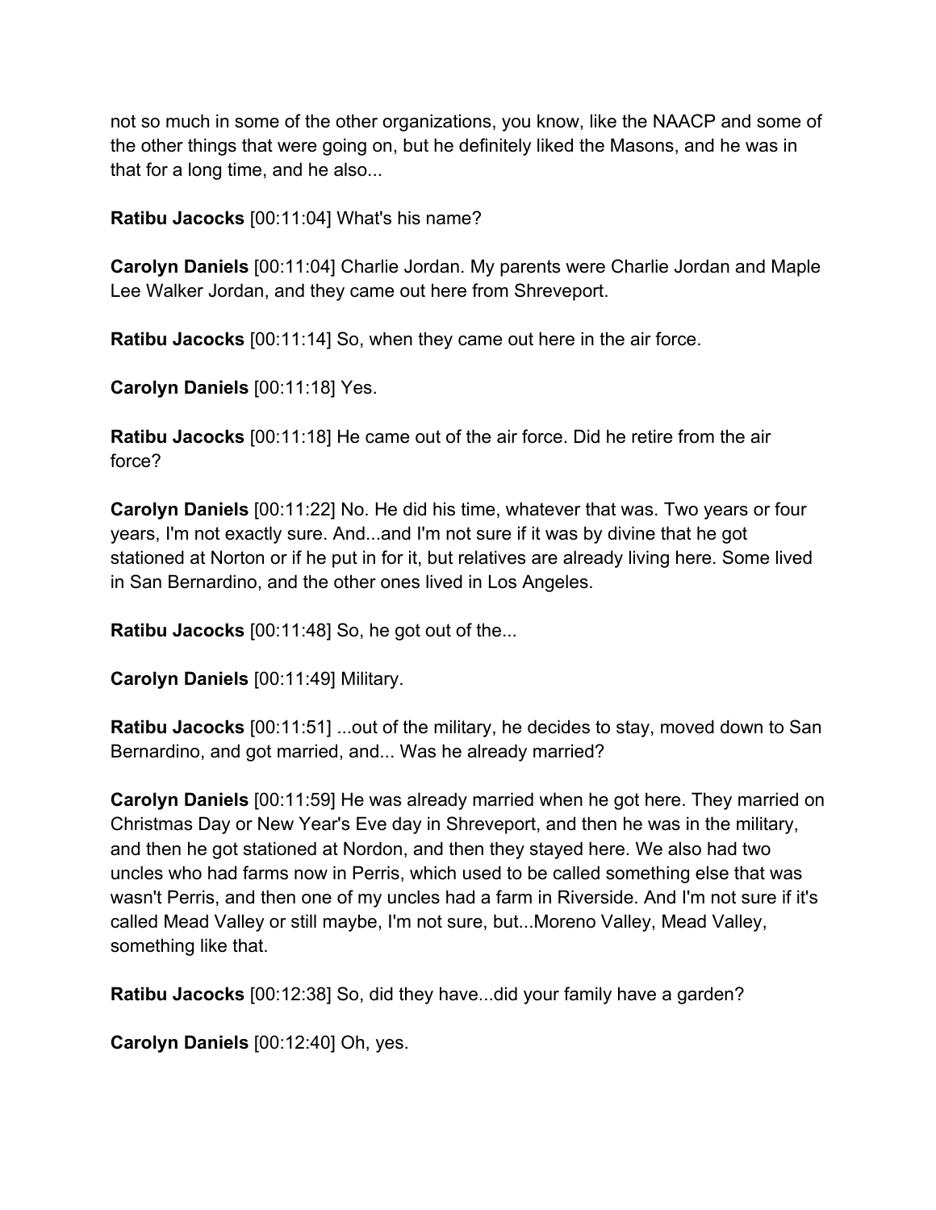not so much in some of the other organizations, you know, like the NAACP and some of the other things that were going on, but he definitely liked the Masons, and he was in that for a long time, and he also...

**Ratibu Jacocks** [00:11:04] What's his name?

**Carolyn Daniels** [00:11:04] Charlie Jordan. My parents were Charlie Jordan and Maple Lee Walker Jordan, and they came out here from Shreveport.

**Ratibu Jacocks** [00:11:14] So, when they came out here in the air force.

**Carolyn Daniels** [00:11:18] Yes.

**Ratibu Jacocks** [00:11:18] He came out of the air force. Did he retire from the air force?

**Carolyn Daniels** [00:11:22] No. He did his time, whatever that was. Two years or four years, I'm not exactly sure. And...and I'm not sure if it was by divine that he got stationed at Norton or if he put in for it, but relatives are already living here. Some lived in San Bernardino, and the other ones lived in Los Angeles.

**Ratibu Jacocks** [00:11:48] So, he got out of the...

**Carolyn Daniels** [00:11:49] Military.

**Ratibu Jacocks** [00:11:51] ...out of the military, he decides to stay, moved down to San Bernardino, and got married, and... Was he already married?

**Carolyn Daniels** [00:11:59] He was already married when he got here. They married on Christmas Day or New Year's Eve day in Shreveport, and then he was in the military, and then he got stationed at Nordon, and then they stayed here. We also had two uncles who had farms now in Perris, which used to be called something else that was wasn't Perris, and then one of my uncles had a farm in Riverside. And I'm not sure if it's called Mead Valley or still maybe, I'm not sure, but...Moreno Valley, Mead Valley, something like that.

**Ratibu Jacocks** [00:12:38] So, did they have...did your family have a garden?

**Carolyn Daniels** [00:12:40] Oh, yes.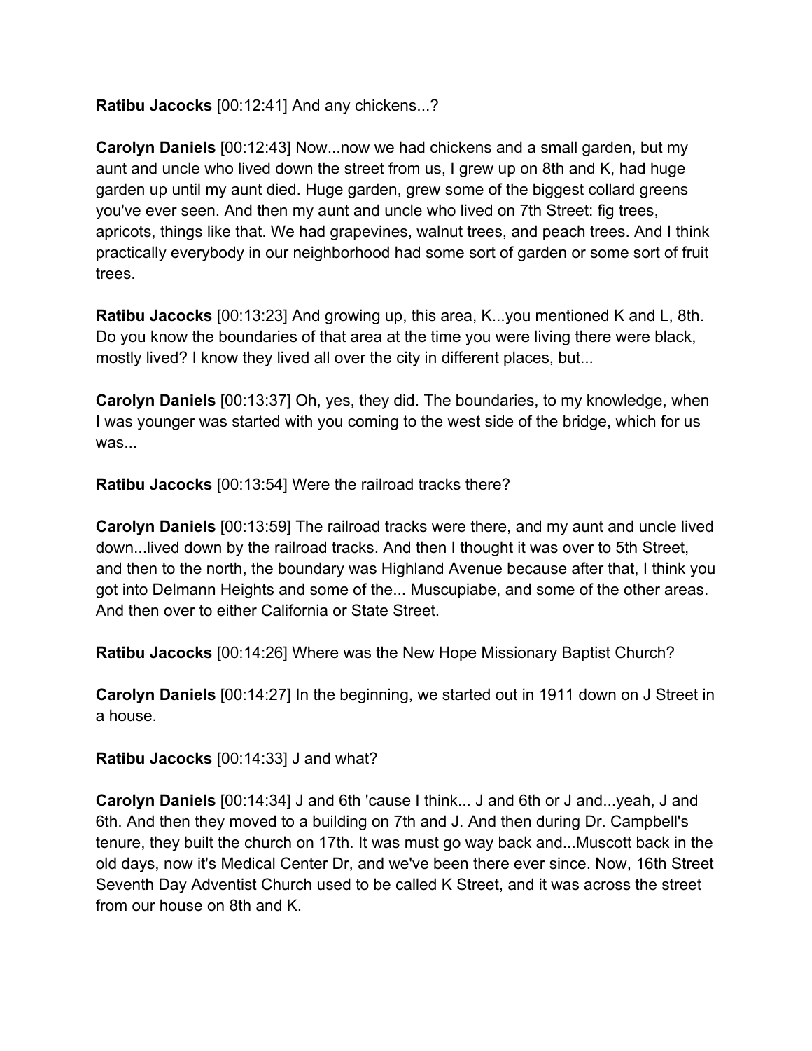**Ratibu Jacocks** [00:12:41] And any chickens...?

**Carolyn Daniels** [00:12:43] Now...now we had chickens and a small garden, but my aunt and uncle who lived down the street from us, I grew up on 8th and K, had huge garden up until my aunt died. Huge garden, grew some of the biggest collard greens you've ever seen. And then my aunt and uncle who lived on 7th Street: fig trees, apricots, things like that. We had grapevines, walnut trees, and peach trees. And I think practically everybody in our neighborhood had some sort of garden or some sort of fruit trees.

**Ratibu Jacocks** [00:13:23] And growing up, this area, K...you mentioned K and L, 8th. Do you know the boundaries of that area at the time you were living there were black, mostly lived? I know they lived all over the city in different places, but...

**Carolyn Daniels** [00:13:37] Oh, yes, they did. The boundaries, to my knowledge, when I was younger was started with you coming to the west side of the bridge, which for us was...

**Ratibu Jacocks** [00:13:54] Were the railroad tracks there?

**Carolyn Daniels** [00:13:59] The railroad tracks were there, and my aunt and uncle lived down...lived down by the railroad tracks. And then I thought it was over to 5th Street, and then to the north, the boundary was Highland Avenue because after that, I think you got into Delmann Heights and some of the... Muscupiabe, and some of the other areas. And then over to either California or State Street.

**Ratibu Jacocks** [00:14:26] Where was the New Hope Missionary Baptist Church?

**Carolyn Daniels** [00:14:27] In the beginning, we started out in 1911 down on J Street in a house.

**Ratibu Jacocks** [00:14:33] J and what?

**Carolyn Daniels** [00:14:34] J and 6th 'cause I think... J and 6th or J and...yeah, J and 6th. And then they moved to a building on 7th and J. And then during Dr. Campbell's tenure, they built the church on 17th. It was must go way back and...Muscott back in the old days, now it's Medical Center Dr, and we've been there ever since. Now, 16th Street Seventh Day Adventist Church used to be called K Street, and it was across the street from our house on 8th and K.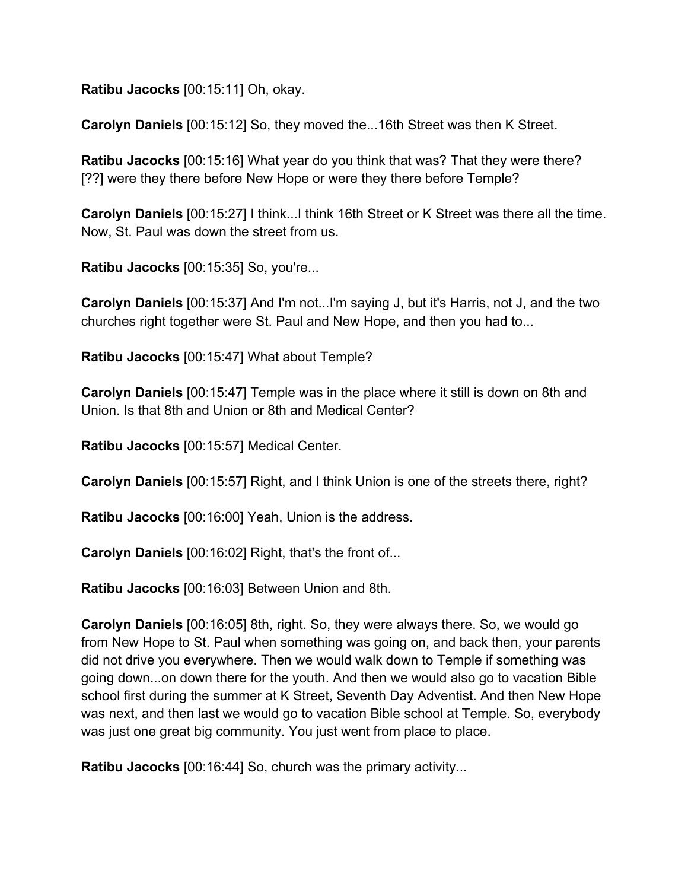**Ratibu Jacocks** [00:15:11] Oh, okay.

**Carolyn Daniels** [00:15:12] So, they moved the...16th Street was then K Street.

**Ratibu Jacocks** [00:15:16] What year do you think that was? That they were there? [??] were they there before New Hope or were they there before Temple?

**Carolyn Daniels** [00:15:27] I think...I think 16th Street or K Street was there all the time. Now, St. Paul was down the street from us.

**Ratibu Jacocks** [00:15:35] So, you're...

**Carolyn Daniels** [00:15:37] And I'm not...I'm saying J, but it's Harris, not J, and the two churches right together were St. Paul and New Hope, and then you had to...

**Ratibu Jacocks** [00:15:47] What about Temple?

**Carolyn Daniels** [00:15:47] Temple was in the place where it still is down on 8th and Union. Is that 8th and Union or 8th and Medical Center?

**Ratibu Jacocks** [00:15:57] Medical Center.

**Carolyn Daniels** [00:15:57] Right, and I think Union is one of the streets there, right?

**Ratibu Jacocks** [00:16:00] Yeah, Union is the address.

**Carolyn Daniels** [00:16:02] Right, that's the front of...

**Ratibu Jacocks** [00:16:03] Between Union and 8th.

**Carolyn Daniels** [00:16:05] 8th, right. So, they were always there. So, we would go from New Hope to St. Paul when something was going on, and back then, your parents did not drive you everywhere. Then we would walk down to Temple if something was going down...on down there for the youth. And then we would also go to vacation Bible school first during the summer at K Street, Seventh Day Adventist. And then New Hope was next, and then last we would go to vacation Bible school at Temple. So, everybody was just one great big community. You just went from place to place.

**Ratibu Jacocks** [00:16:44] So, church was the primary activity...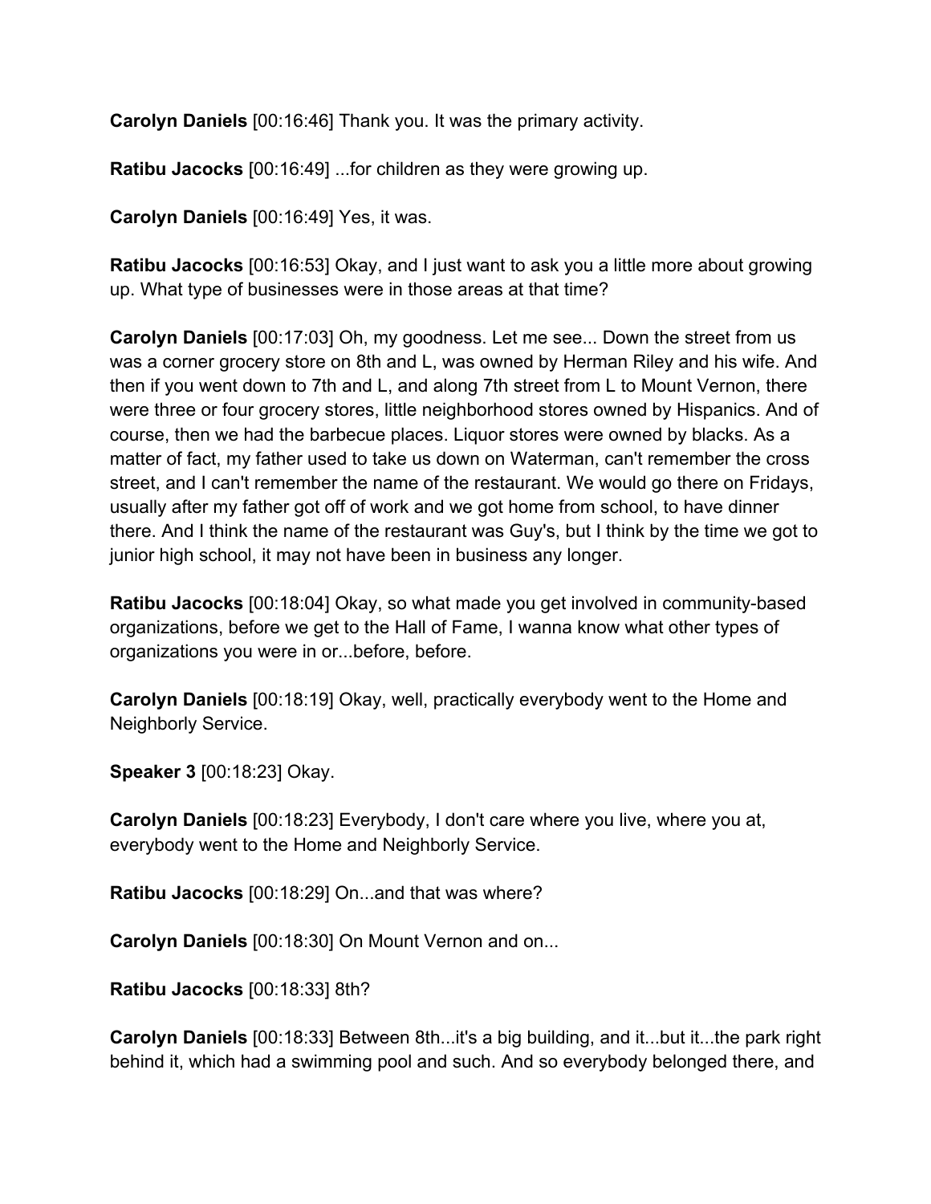**Carolyn Daniels** [00:16:46] Thank you. It was the primary activity.

**Ratibu Jacocks** [00:16:49] ...for children as they were growing up.

**Carolyn Daniels** [00:16:49] Yes, it was.

**Ratibu Jacocks** [00:16:53] Okay, and I just want to ask you a little more about growing up. What type of businesses were in those areas at that time?

**Carolyn Daniels** [00:17:03] Oh, my goodness. Let me see... Down the street from us was a corner grocery store on 8th and L, was owned by Herman Riley and his wife. And then if you went down to 7th and L, and along 7th street from L to Mount Vernon, there were three or four grocery stores, little neighborhood stores owned by Hispanics. And of course, then we had the barbecue places. Liquor stores were owned by blacks. As a matter of fact, my father used to take us down on Waterman, can't remember the cross street, and I can't remember the name of the restaurant. We would go there on Fridays, usually after my father got off of work and we got home from school, to have dinner there. And I think the name of the restaurant was Guy's, but I think by the time we got to junior high school, it may not have been in business any longer.

**Ratibu Jacocks** [00:18:04] Okay, so what made you get involved in community-based organizations, before we get to the Hall of Fame, I wanna know what other types of organizations you were in or...before, before.

**Carolyn Daniels** [00:18:19] Okay, well, practically everybody went to the Home and Neighborly Service.

**Speaker 3** [00:18:23] Okay.

**Carolyn Daniels** [00:18:23] Everybody, I don't care where you live, where you at, everybody went to the Home and Neighborly Service.

**Ratibu Jacocks** [00:18:29] On...and that was where?

**Carolyn Daniels** [00:18:30] On Mount Vernon and on...

**Ratibu Jacocks** [00:18:33] 8th?

**Carolyn Daniels** [00:18:33] Between 8th...it's a big building, and it...but it...the park right behind it, which had a swimming pool and such. And so everybody belonged there, and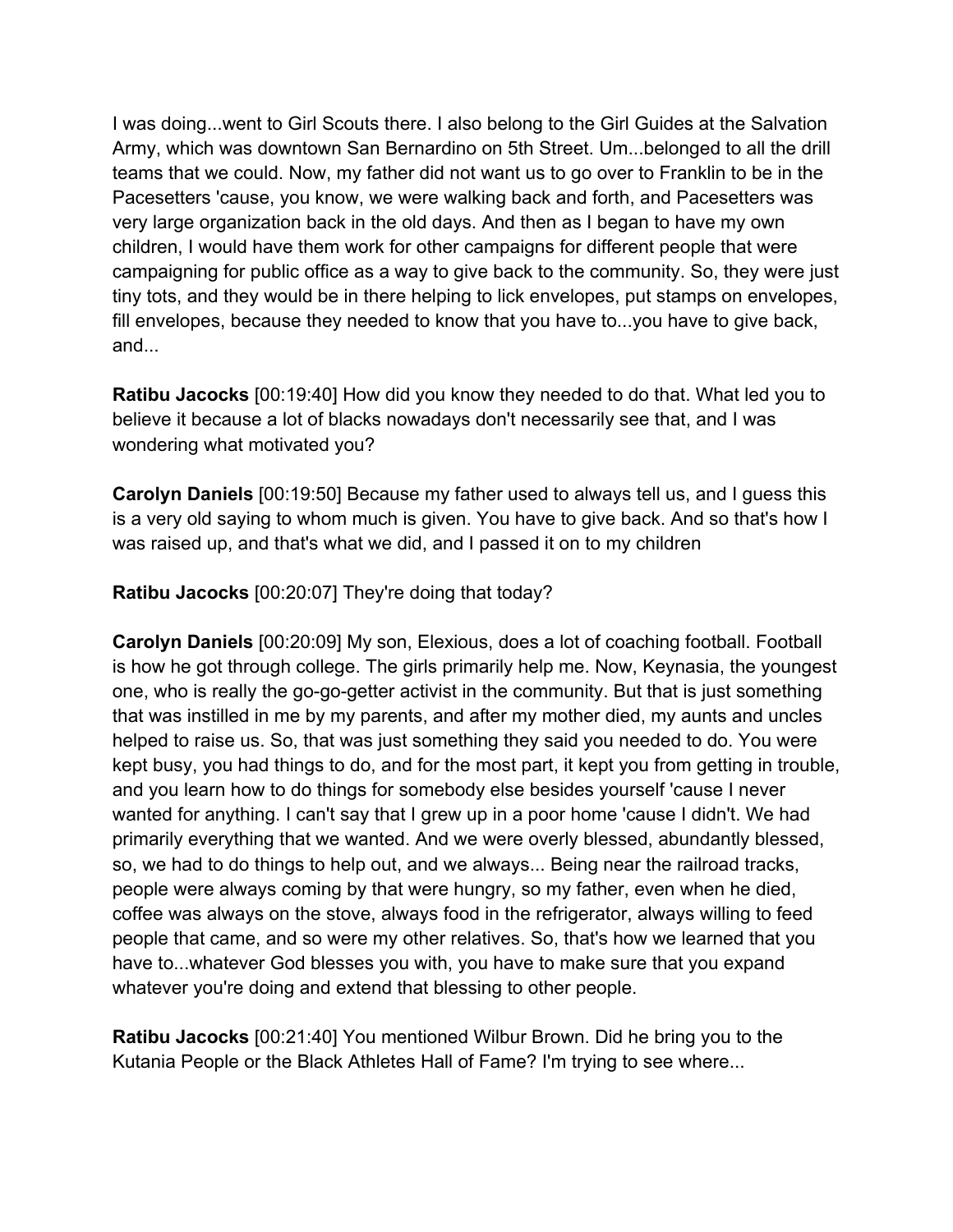I was doing...went to Girl Scouts there. I also belong to the Girl Guides at the Salvation Army, which was downtown San Bernardino on 5th Street. Um...belonged to all the drill teams that we could. Now, my father did not want us to go over to Franklin to be in the Pacesetters 'cause, you know, we were walking back and forth, and Pacesetters was very large organization back in the old days. And then as I began to have my own children, I would have them work for other campaigns for different people that were campaigning for public office as a way to give back to the community. So, they were just tiny tots, and they would be in there helping to lick envelopes, put stamps on envelopes, fill envelopes, because they needed to know that you have to...you have to give back, and...

**Ratibu Jacocks** [00:19:40] How did you know they needed to do that. What led you to believe it because a lot of blacks nowadays don't necessarily see that, and I was wondering what motivated you?

**Carolyn Daniels** [00:19:50] Because my father used to always tell us, and I guess this is a very old saying to whom much is given. You have to give back. And so that's how I was raised up, and that's what we did, and I passed it on to my children

**Ratibu Jacocks** [00:20:07] They're doing that today?

**Carolyn Daniels** [00:20:09] My son, Elexious, does a lot of coaching football. Football is how he got through college. The girls primarily help me. Now, Keynasia, the youngest one, who is really the go-go-getter activist in the community. But that is just something that was instilled in me by my parents, and after my mother died, my aunts and uncles helped to raise us. So, that was just something they said you needed to do. You were kept busy, you had things to do, and for the most part, it kept you from getting in trouble, and you learn how to do things for somebody else besides yourself 'cause I never wanted for anything. I can't say that I grew up in a poor home 'cause I didn't. We had primarily everything that we wanted. And we were overly blessed, abundantly blessed, so, we had to do things to help out, and we always... Being near the railroad tracks, people were always coming by that were hungry, so my father, even when he died, coffee was always on the stove, always food in the refrigerator, always willing to feed people that came, and so were my other relatives. So, that's how we learned that you have to...whatever God blesses you with, you have to make sure that you expand whatever you're doing and extend that blessing to other people.

**Ratibu Jacocks** [00:21:40] You mentioned Wilbur Brown. Did he bring you to the Kutania People or the Black Athletes Hall of Fame? I'm trying to see where...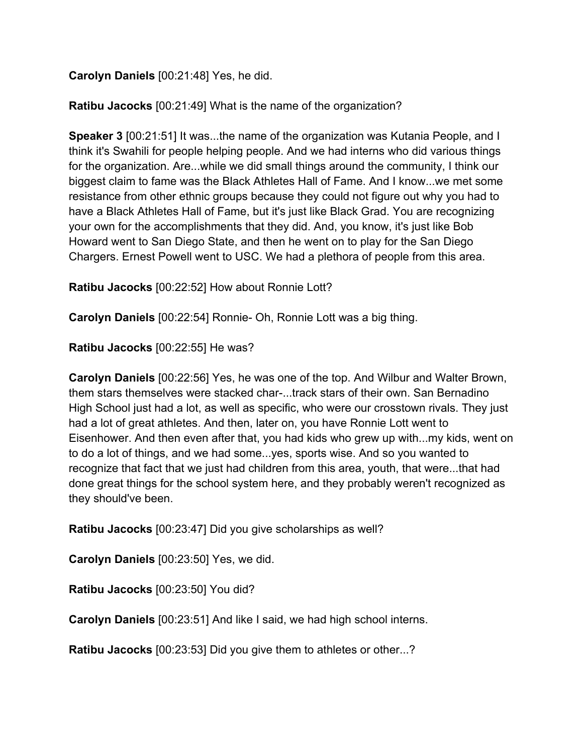**Carolyn Daniels** [00:21:48] Yes, he did.

**Ratibu Jacocks** [00:21:49] What is the name of the organization?

**Speaker 3** [00:21:51] It was...the name of the organization was Kutania People, and I think it's Swahili for people helping people. And we had interns who did various things for the organization. Are...while we did small things around the community, I think our biggest claim to fame was the Black Athletes Hall of Fame. And I know...we met some resistance from other ethnic groups because they could not figure out why you had to have a Black Athletes Hall of Fame, but it's just like Black Grad. You are recognizing your own for the accomplishments that they did. And, you know, it's just like Bob Howard went to San Diego State, and then he went on to play for the San Diego Chargers. Ernest Powell went to USC. We had a plethora of people from this area.

**Ratibu Jacocks** [00:22:52] How about Ronnie Lott?

**Carolyn Daniels** [00:22:54] Ronnie- Oh, Ronnie Lott was a big thing.

**Ratibu Jacocks** [00:22:55] He was?

**Carolyn Daniels** [00:22:56] Yes, he was one of the top. And Wilbur and Walter Brown, them stars themselves were stacked char-...track stars of their own. San Bernadino High School just had a lot, as well as specific, who were our crosstown rivals. They just had a lot of great athletes. And then, later on, you have Ronnie Lott went to Eisenhower. And then even after that, you had kids who grew up with...my kids, went on to do a lot of things, and we had some...yes, sports wise. And so you wanted to recognize that fact that we just had children from this area, youth, that were...that had done great things for the school system here, and they probably weren't recognized as they should've been.

**Ratibu Jacocks** [00:23:47] Did you give scholarships as well?

**Carolyn Daniels** [00:23:50] Yes, we did.

**Ratibu Jacocks** [00:23:50] You did?

**Carolyn Daniels** [00:23:51] And like I said, we had high school interns.

**Ratibu Jacocks** [00:23:53] Did you give them to athletes or other...?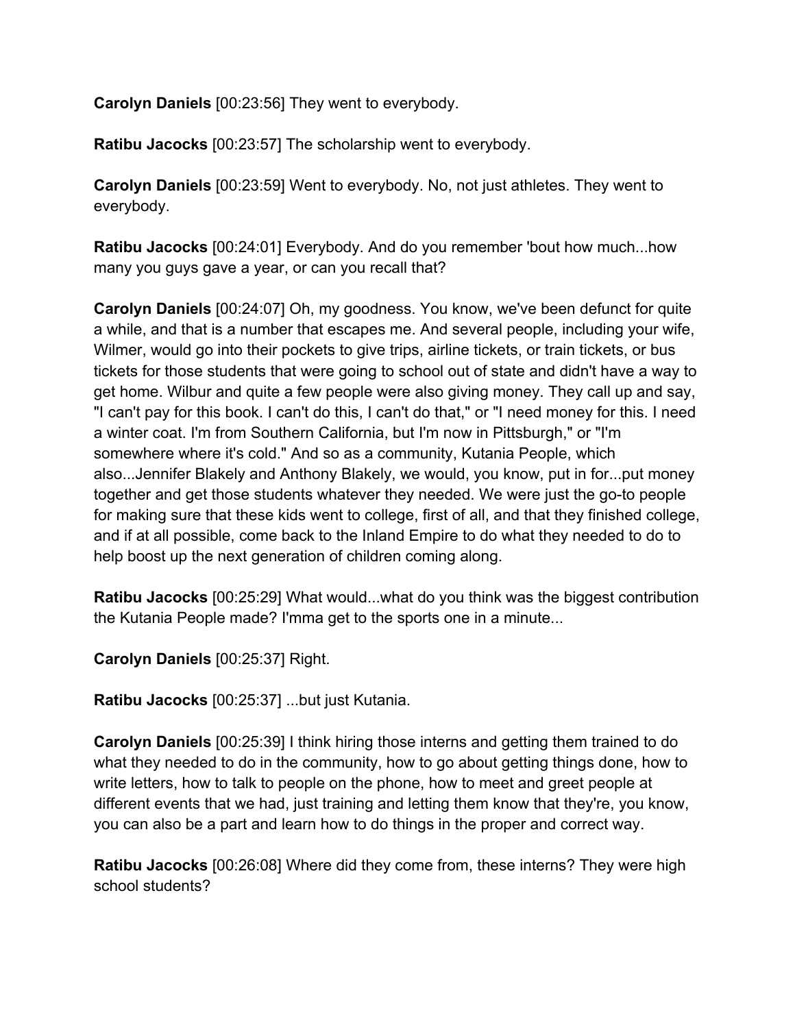**Carolyn Daniels** [00:23:56] They went to everybody.

**Ratibu Jacocks** [00:23:57] The scholarship went to everybody.

**Carolyn Daniels** [00:23:59] Went to everybody. No, not just athletes. They went to everybody.

**Ratibu Jacocks** [00:24:01] Everybody. And do you remember 'bout how much...how many you guys gave a year, or can you recall that?

**Carolyn Daniels** [00:24:07] Oh, my goodness. You know, we've been defunct for quite a while, and that is a number that escapes me. And several people, including your wife, Wilmer, would go into their pockets to give trips, airline tickets, or train tickets, or bus tickets for those students that were going to school out of state and didn't have a way to get home. Wilbur and quite a few people were also giving money. They call up and say, "I can't pay for this book. I can't do this, I can't do that," or "I need money for this. I need a winter coat. I'm from Southern California, but I'm now in Pittsburgh," or "I'm somewhere where it's cold." And so as a community, Kutania People, which also...Jennifer Blakely and Anthony Blakely, we would, you know, put in for...put money together and get those students whatever they needed. We were just the go-to people for making sure that these kids went to college, first of all, and that they finished college, and if at all possible, come back to the Inland Empire to do what they needed to do to help boost up the next generation of children coming along.

**Ratibu Jacocks** [00:25:29] What would...what do you think was the biggest contribution the Kutania People made? I'mma get to the sports one in a minute...

**Carolyn Daniels** [00:25:37] Right.

**Ratibu Jacocks** [00:25:37] ...but just Kutania.

**Carolyn Daniels** [00:25:39] I think hiring those interns and getting them trained to do what they needed to do in the community, how to go about getting things done, how to write letters, how to talk to people on the phone, how to meet and greet people at different events that we had, just training and letting them know that they're, you know, you can also be a part and learn how to do things in the proper and correct way.

**Ratibu Jacocks** [00:26:08] Where did they come from, these interns? They were high school students?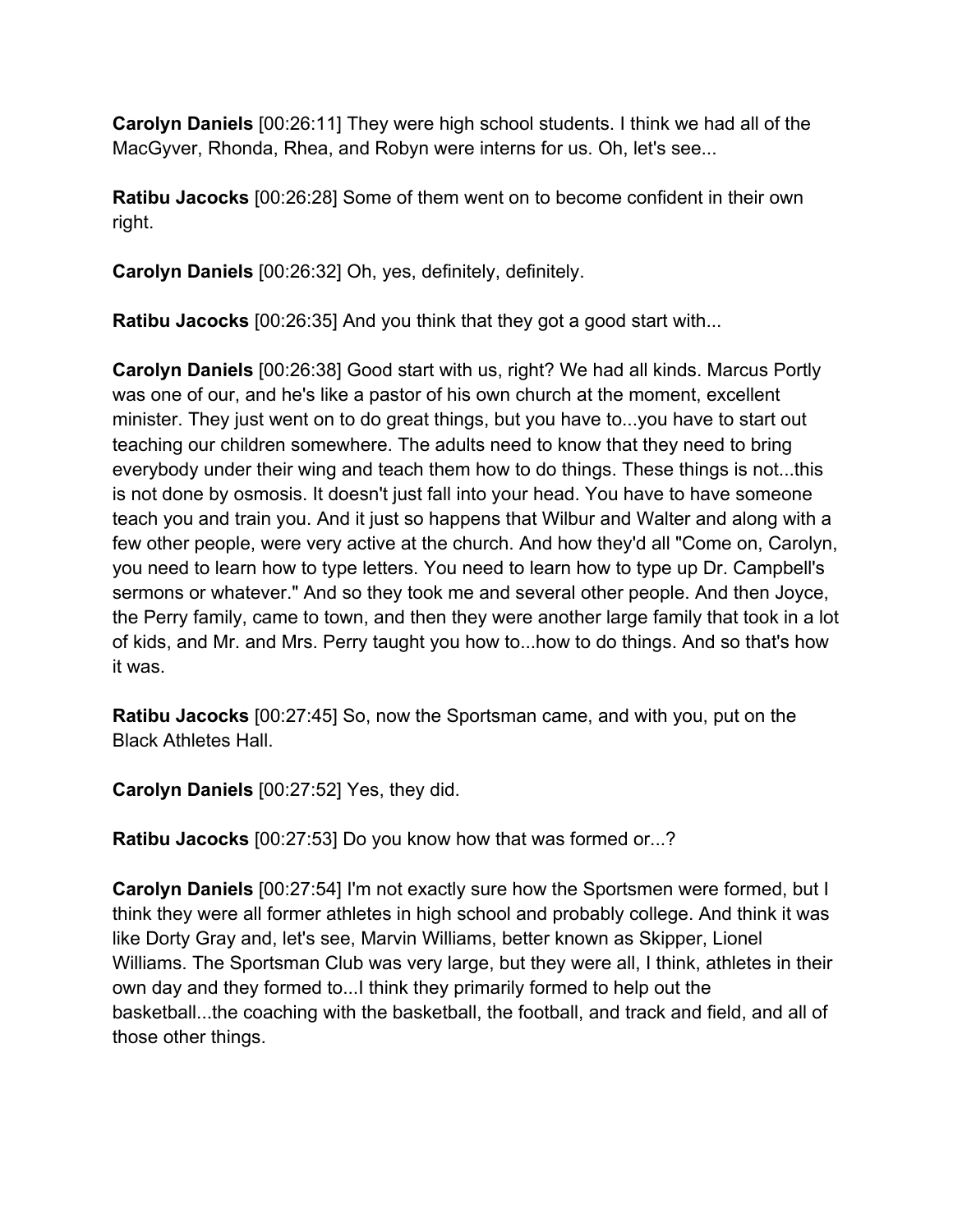**Carolyn Daniels** [00:26:11] They were high school students. I think we had all of the MacGyver, Rhonda, Rhea, and Robyn were interns for us. Oh, let's see...

**Ratibu Jacocks** [00:26:28] Some of them went on to become confident in their own right.

**Carolyn Daniels** [00:26:32] Oh, yes, definitely, definitely.

**Ratibu Jacocks** [00:26:35] And you think that they got a good start with...

**Carolyn Daniels** [00:26:38] Good start with us, right? We had all kinds. Marcus Portly was one of our, and he's like a pastor of his own church at the moment, excellent minister. They just went on to do great things, but you have to...you have to start out teaching our children somewhere. The adults need to know that they need to bring everybody under their wing and teach them how to do things. These things is not...this is not done by osmosis. It doesn't just fall into your head. You have to have someone teach you and train you. And it just so happens that Wilbur and Walter and along with a few other people, were very active at the church. And how they'd all "Come on, Carolyn, you need to learn how to type letters. You need to learn how to type up Dr. Campbell's sermons or whatever." And so they took me and several other people. And then Joyce, the Perry family, came to town, and then they were another large family that took in a lot of kids, and Mr. and Mrs. Perry taught you how to...how to do things. And so that's how it was.

**Ratibu Jacocks** [00:27:45] So, now the Sportsman came, and with you, put on the Black Athletes Hall.

**Carolyn Daniels** [00:27:52] Yes, they did.

**Ratibu Jacocks** [00:27:53] Do you know how that was formed or...?

**Carolyn Daniels** [00:27:54] I'm not exactly sure how the Sportsmen were formed, but I think they were all former athletes in high school and probably college. And think it was like Dorty Gray and, let's see, Marvin Williams, better known as Skipper, Lionel Williams. The Sportsman Club was very large, but they were all, I think, athletes in their own day and they formed to...I think they primarily formed to help out the basketball...the coaching with the basketball, the football, and track and field, and all of those other things.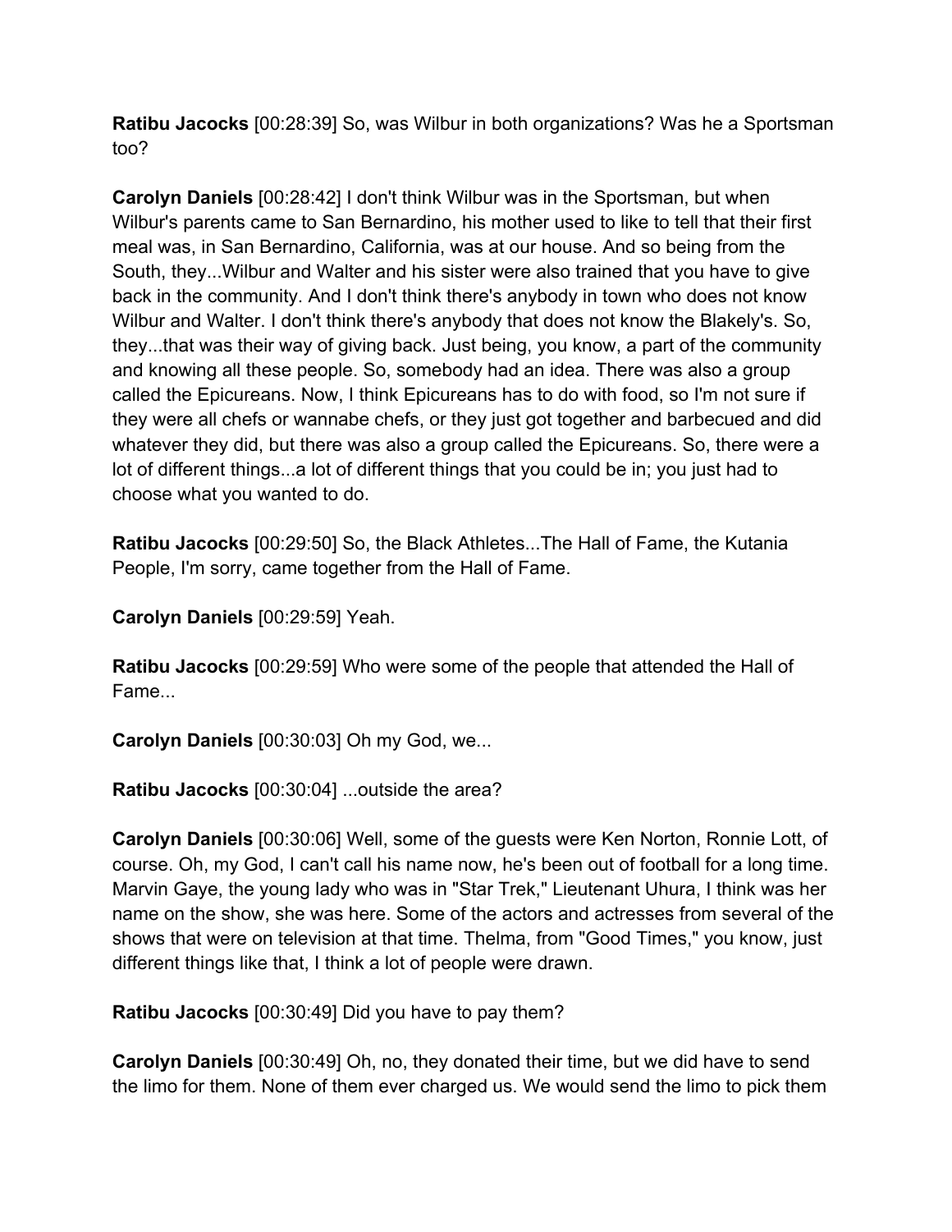**Ratibu Jacocks** [00:28:39] So, was Wilbur in both organizations? Was he a Sportsman too?

**Carolyn Daniels** [00:28:42] I don't think Wilbur was in the Sportsman, but when Wilbur's parents came to San Bernardino, his mother used to like to tell that their first meal was, in San Bernardino, California, was at our house. And so being from the South, they...Wilbur and Walter and his sister were also trained that you have to give back in the community. And I don't think there's anybody in town who does not know Wilbur and Walter. I don't think there's anybody that does not know the Blakely's. So, they...that was their way of giving back. Just being, you know, a part of the community and knowing all these people. So, somebody had an idea. There was also a group called the Epicureans. Now, I think Epicureans has to do with food, so I'm not sure if they were all chefs or wannabe chefs, or they just got together and barbecued and did whatever they did, but there was also a group called the Epicureans. So, there were a lot of different things...a lot of different things that you could be in; you just had to choose what you wanted to do.

**Ratibu Jacocks** [00:29:50] So, the Black Athletes...The Hall of Fame, the Kutania People, I'm sorry, came together from the Hall of Fame.

**Carolyn Daniels** [00:29:59] Yeah.

**Ratibu Jacocks** [00:29:59] Who were some of the people that attended the Hall of Fame...

**Carolyn Daniels** [00:30:03] Oh my God, we...

**Ratibu Jacocks** [00:30:04] ...outside the area?

**Carolyn Daniels** [00:30:06] Well, some of the guests were Ken Norton, Ronnie Lott, of course. Oh, my God, I can't call his name now, he's been out of football for a long time. Marvin Gaye, the young lady who was in "Star Trek," Lieutenant Uhura, I think was her name on the show, she was here. Some of the actors and actresses from several of the shows that were on television at that time. Thelma, from "Good Times," you know, just different things like that, I think a lot of people were drawn.

**Ratibu Jacocks** [00:30:49] Did you have to pay them?

**Carolyn Daniels** [00:30:49] Oh, no, they donated their time, but we did have to send the limo for them. None of them ever charged us. We would send the limo to pick them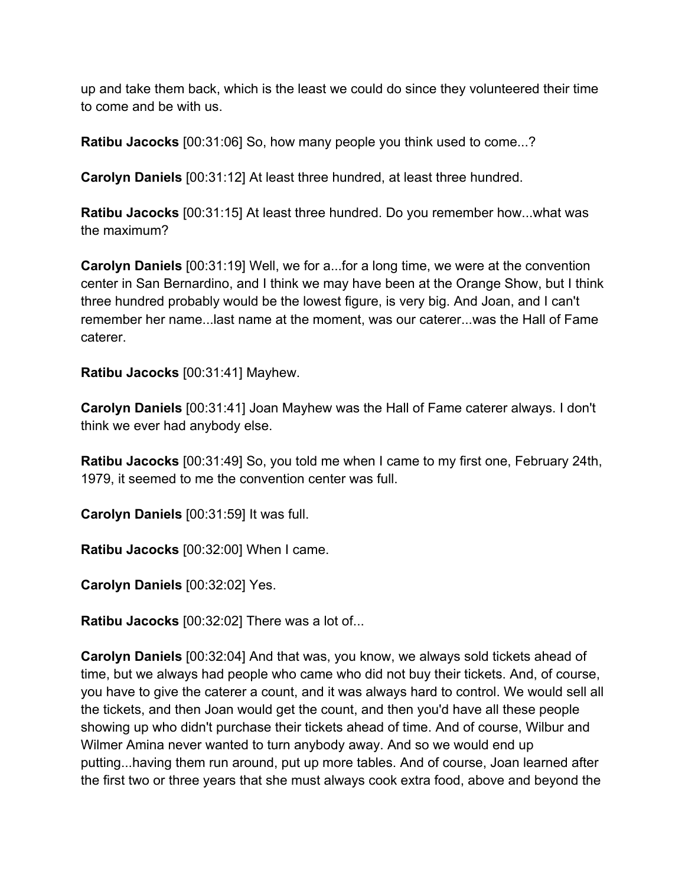up and take them back, which is the least we could do since they volunteered their time to come and be with us.

**Ratibu Jacocks** [00:31:06] So, how many people you think used to come...?

**Carolyn Daniels** [00:31:12] At least three hundred, at least three hundred.

**Ratibu Jacocks** [00:31:15] At least three hundred. Do you remember how...what was the maximum?

**Carolyn Daniels** [00:31:19] Well, we for a...for a long time, we were at the convention center in San Bernardino, and I think we may have been at the Orange Show, but I think three hundred probably would be the lowest figure, is very big. And Joan, and I can't remember her name...last name at the moment, was our caterer...was the Hall of Fame caterer.

**Ratibu Jacocks** [00:31:41] Mayhew.

**Carolyn Daniels** [00:31:41] Joan Mayhew was the Hall of Fame caterer always. I don't think we ever had anybody else.

**Ratibu Jacocks** [00:31:49] So, you told me when I came to my first one, February 24th, 1979, it seemed to me the convention center was full.

**Carolyn Daniels** [00:31:59] It was full.

**Ratibu Jacocks** [00:32:00] When I came.

**Carolyn Daniels** [00:32:02] Yes.

**Ratibu Jacocks** [00:32:02] There was a lot of...

**Carolyn Daniels** [00:32:04] And that was, you know, we always sold tickets ahead of time, but we always had people who came who did not buy their tickets. And, of course, you have to give the caterer a count, and it was always hard to control. We would sell all the tickets, and then Joan would get the count, and then you'd have all these people showing up who didn't purchase their tickets ahead of time. And of course, Wilbur and Wilmer Amina never wanted to turn anybody away. And so we would end up putting...having them run around, put up more tables. And of course, Joan learned after the first two or three years that she must always cook extra food, above and beyond the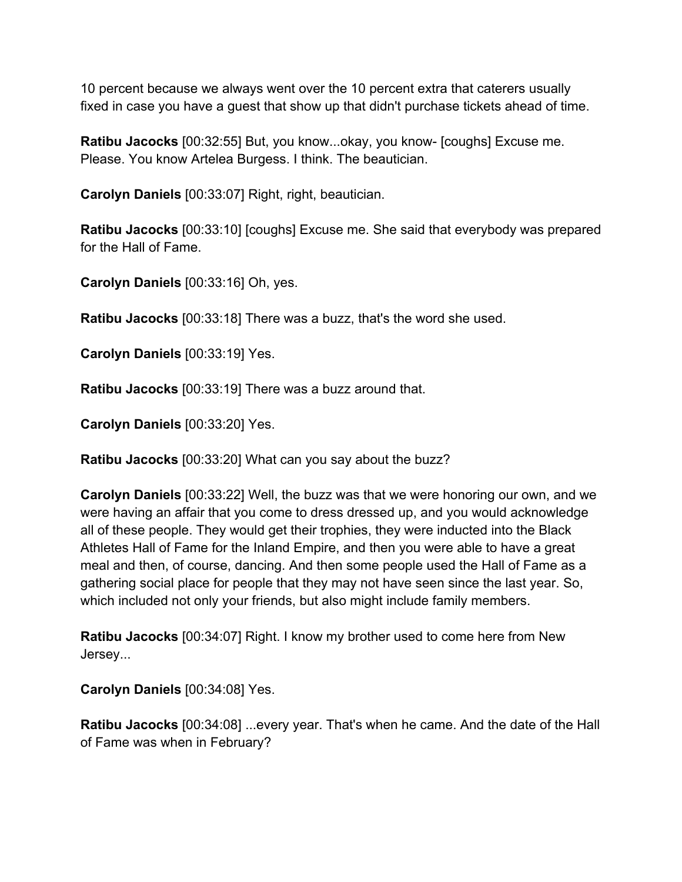10 percent because we always went over the 10 percent extra that caterers usually fixed in case you have a guest that show up that didn't purchase tickets ahead of time.

**Ratibu Jacocks** [00:32:55] But, you know...okay, you know- [coughs] Excuse me. Please. You know Artelea Burgess. I think. The beautician.

**Carolyn Daniels** [00:33:07] Right, right, beautician.

**Ratibu Jacocks** [00:33:10] [coughs] Excuse me. She said that everybody was prepared for the Hall of Fame.

**Carolyn Daniels** [00:33:16] Oh, yes.

**Ratibu Jacocks** [00:33:18] There was a buzz, that's the word she used.

**Carolyn Daniels** [00:33:19] Yes.

**Ratibu Jacocks** [00:33:19] There was a buzz around that.

**Carolyn Daniels** [00:33:20] Yes.

**Ratibu Jacocks** [00:33:20] What can you say about the buzz?

**Carolyn Daniels** [00:33:22] Well, the buzz was that we were honoring our own, and we were having an affair that you come to dress dressed up, and you would acknowledge all of these people. They would get their trophies, they were inducted into the Black Athletes Hall of Fame for the Inland Empire, and then you were able to have a great meal and then, of course, dancing. And then some people used the Hall of Fame as a gathering social place for people that they may not have seen since the last year. So, which included not only your friends, but also might include family members.

**Ratibu Jacocks** [00:34:07] Right. I know my brother used to come here from New Jersey...

**Carolyn Daniels** [00:34:08] Yes.

**Ratibu Jacocks** [00:34:08] ...every year. That's when he came. And the date of the Hall of Fame was when in February?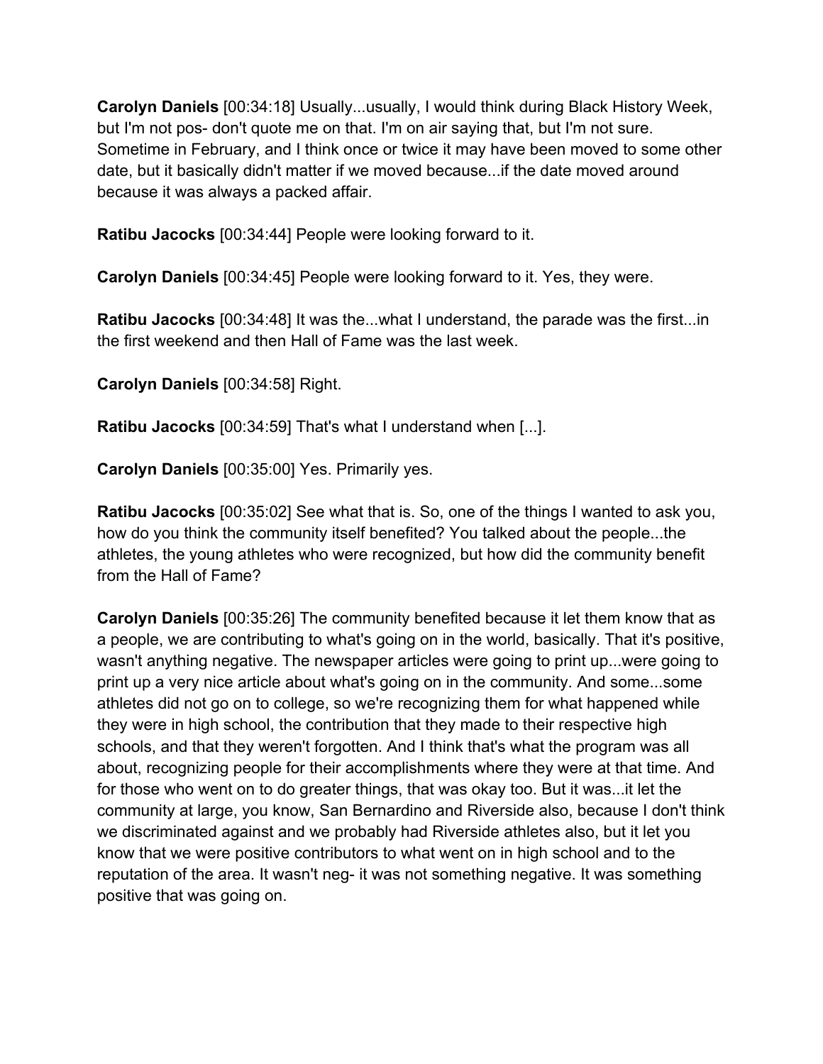**Carolyn Daniels** [00:34:18] Usually...usually, I would think during Black History Week, but I'm not pos- don't quote me on that. I'm on air saying that, but I'm not sure. Sometime in February, and I think once or twice it may have been moved to some other date, but it basically didn't matter if we moved because...if the date moved around because it was always a packed affair.

**Ratibu Jacocks** [00:34:44] People were looking forward to it.

**Carolyn Daniels** [00:34:45] People were looking forward to it. Yes, they were.

**Ratibu Jacocks** [00:34:48] It was the...what I understand, the parade was the first...in the first weekend and then Hall of Fame was the last week.

**Carolyn Daniels** [00:34:58] Right.

**Ratibu Jacocks** [00:34:59] That's what I understand when [...].

**Carolyn Daniels** [00:35:00] Yes. Primarily yes.

**Ratibu Jacocks** [00:35:02] See what that is. So, one of the things I wanted to ask you, how do you think the community itself benefited? You talked about the people...the athletes, the young athletes who were recognized, but how did the community benefit from the Hall of Fame?

**Carolyn Daniels** [00:35:26] The community benefited because it let them know that as a people, we are contributing to what's going on in the world, basically. That it's positive, wasn't anything negative. The newspaper articles were going to print up...were going to print up a very nice article about what's going on in the community. And some...some athletes did not go on to college, so we're recognizing them for what happened while they were in high school, the contribution that they made to their respective high schools, and that they weren't forgotten. And I think that's what the program was all about, recognizing people for their accomplishments where they were at that time. And for those who went on to do greater things, that was okay too. But it was...it let the community at large, you know, San Bernardino and Riverside also, because I don't think we discriminated against and we probably had Riverside athletes also, but it let you know that we were positive contributors to what went on in high school and to the reputation of the area. It wasn't neg- it was not something negative. It was something positive that was going on.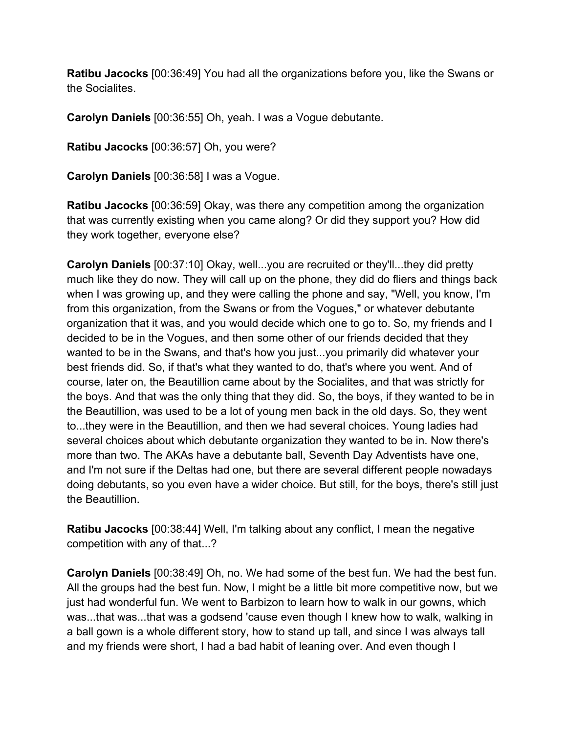**Ratibu Jacocks** [00:36:49] You had all the organizations before you, like the Swans or the Socialites.

**Carolyn Daniels** [00:36:55] Oh, yeah. I was a Vogue debutante.

**Ratibu Jacocks** [00:36:57] Oh, you were?

**Carolyn Daniels** [00:36:58] I was a Vogue.

**Ratibu Jacocks** [00:36:59] Okay, was there any competition among the organization that was currently existing when you came along? Or did they support you? How did they work together, everyone else?

**Carolyn Daniels** [00:37:10] Okay, well...you are recruited or they'll...they did pretty much like they do now. They will call up on the phone, they did do fliers and things back when I was growing up, and they were calling the phone and say, "Well, you know, I'm from this organization, from the Swans or from the Vogues," or whatever debutante organization that it was, and you would decide which one to go to. So, my friends and I decided to be in the Vogues, and then some other of our friends decided that they wanted to be in the Swans, and that's how you just...you primarily did whatever your best friends did. So, if that's what they wanted to do, that's where you went. And of course, later on, the Beautillion came about by the Socialites, and that was strictly for the boys. And that was the only thing that they did. So, the boys, if they wanted to be in the Beautillion, was used to be a lot of young men back in the old days. So, they went to...they were in the Beautillion, and then we had several choices. Young ladies had several choices about which debutante organization they wanted to be in. Now there's more than two. The AKAs have a debutante ball, Seventh Day Adventists have one, and I'm not sure if the Deltas had one, but there are several different people nowadays doing debutants, so you even have a wider choice. But still, for the boys, there's still just the Beautillion.

**Ratibu Jacocks** [00:38:44] Well, I'm talking about any conflict, I mean the negative competition with any of that...?

**Carolyn Daniels** [00:38:49] Oh, no. We had some of the best fun. We had the best fun. All the groups had the best fun. Now, I might be a little bit more competitive now, but we just had wonderful fun. We went to Barbizon to learn how to walk in our gowns, which was...that was...that was a godsend 'cause even though I knew how to walk, walking in a ball gown is a whole different story, how to stand up tall, and since I was always tall and my friends were short, I had a bad habit of leaning over. And even though I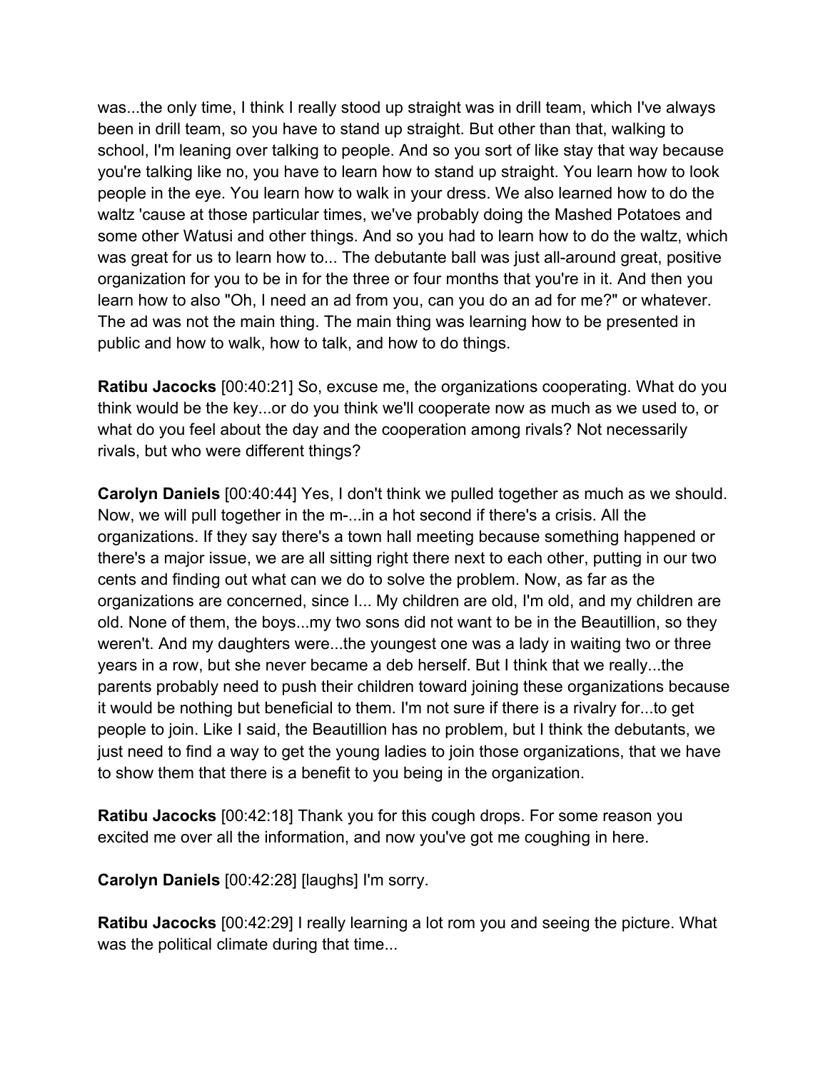was...the only time, I think I really stood up straight was in drill team, which I've always been in drill team, so you have to stand up straight. But other than that, walking to school, I'm leaning over talking to people. And so you sort of like stay that way because you're talking like no, you have to learn how to stand up straight. You learn how to look people in the eye. You learn how to walk in your dress. We also learned how to do the waltz 'cause at those particular times, we've probably doing the Mashed Potatoes and some other Watusi and other things. And so you had to learn how to do the waltz, which was great for us to learn how to... The debutante ball was just all-around great, positive organization for you to be in for the three or four months that you're in it. And then you learn how to also "Oh, I need an ad from you, can you do an ad for me?" or whatever. The ad was not the main thing. The main thing was learning how to be presented in public and how to walk, how to talk, and how to do things.

**Ratibu Jacocks** [00:40:21] So, excuse me, the organizations cooperating. What do you think would be the key...or do you think we'll cooperate now as much as we used to, or what do you feel about the day and the cooperation among rivals? Not necessarily rivals, but who were different things?

**Carolyn Daniels** [00:40:44] Yes, I don't think we pulled together as much as we should. Now, we will pull together in the m-...in a hot second if there's a crisis. All the organizations. If they say there's a town hall meeting because something happened or there's a major issue, we are all sitting right there next to each other, putting in our two cents and finding out what can we do to solve the problem. Now, as far as the organizations are concerned, since I... My children are old, I'm old, and my children are old. None of them, the boys...my two sons did not want to be in the Beautillion, so they weren't. And my daughters were...the youngest one was a lady in waiting two or three years in a row, but she never became a deb herself. But I think that we really...the parents probably need to push their children toward joining these organizations because it would be nothing but beneficial to them. I'm not sure if there is a rivalry for...to get people to join. Like I said, the Beautillion has no problem, but I think the debutants, we just need to find a way to get the young ladies to join those organizations, that we have to show them that there is a benefit to you being in the organization.

**Ratibu Jacocks** [00:42:18] Thank you for this cough drops. For some reason you excited me over all the information, and now you've got me coughing in here.

**Carolyn Daniels** [00:42:28] [laughs] I'm sorry.

**Ratibu Jacocks** [00:42:29] I really learning a lot rom you and seeing the picture. What was the political climate during that time...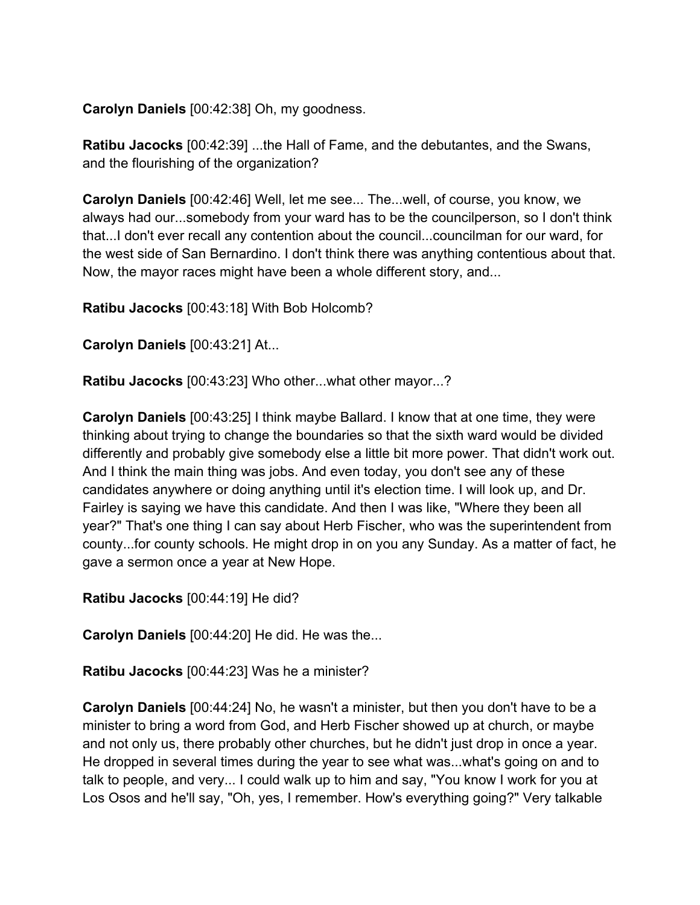**Carolyn Daniels** [00:42:38] Oh, my goodness.

**Ratibu Jacocks** [00:42:39] ...the Hall of Fame, and the debutantes, and the Swans, and the flourishing of the organization?

**Carolyn Daniels** [00:42:46] Well, let me see... The...well, of course, you know, we always had our...somebody from your ward has to be the councilperson, so I don't think that...I don't ever recall any contention about the council...councilman for our ward, for the west side of San Bernardino. I don't think there was anything contentious about that. Now, the mayor races might have been a whole different story, and...

**Ratibu Jacocks** [00:43:18] With Bob Holcomb?

**Carolyn Daniels** [00:43:21] At...

**Ratibu Jacocks** [00:43:23] Who other...what other mayor...?

**Carolyn Daniels** [00:43:25] I think maybe Ballard. I know that at one time, they were thinking about trying to change the boundaries so that the sixth ward would be divided differently and probably give somebody else a little bit more power. That didn't work out. And I think the main thing was jobs. And even today, you don't see any of these candidates anywhere or doing anything until it's election time. I will look up, and Dr. Fairley is saying we have this candidate. And then I was like, "Where they been all year?" That's one thing I can say about Herb Fischer, who was the superintendent from county...for county schools. He might drop in on you any Sunday. As a matter of fact, he gave a sermon once a year at New Hope.

**Ratibu Jacocks** [00:44:19] He did?

**Carolyn Daniels** [00:44:20] He did. He was the...

**Ratibu Jacocks** [00:44:23] Was he a minister?

**Carolyn Daniels** [00:44:24] No, he wasn't a minister, but then you don't have to be a minister to bring a word from God, and Herb Fischer showed up at church, or maybe and not only us, there probably other churches, but he didn't just drop in once a year. He dropped in several times during the year to see what was...what's going on and to talk to people, and very... I could walk up to him and say, "You know I work for you at Los Osos and he'll say, "Oh, yes, I remember. How's everything going?" Very talkable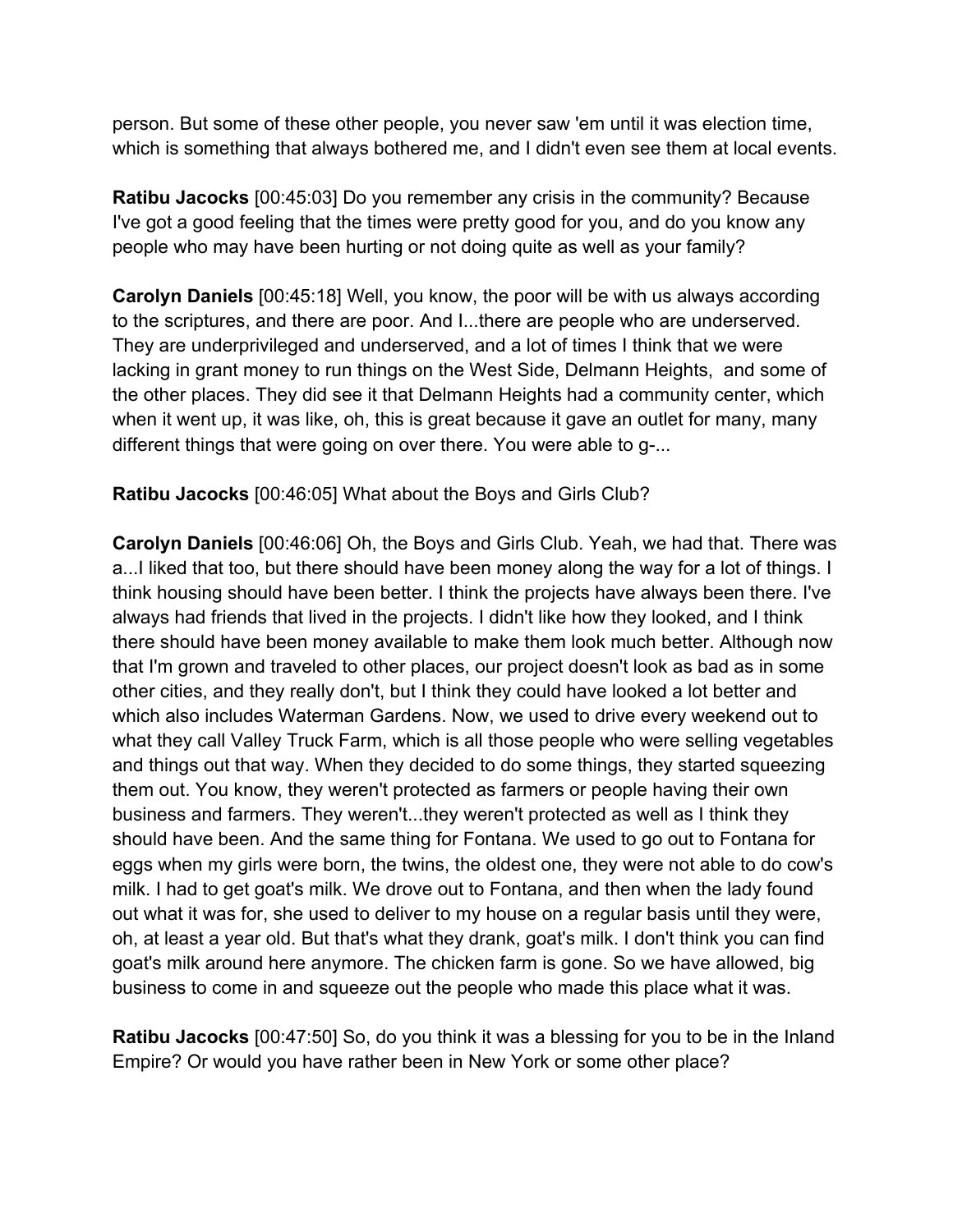person. But some of these other people, you never saw 'em until it was election time, which is something that always bothered me, and I didn't even see them at local events.

**Ratibu Jacocks** [00:45:03] Do you remember any crisis in the community? Because I've got a good feeling that the times were pretty good for you, and do you know any people who may have been hurting or not doing quite as well as your family?

**Carolyn Daniels** [00:45:18] Well, you know, the poor will be with us always according to the scriptures, and there are poor. And I...there are people who are underserved. They are underprivileged and underserved, and a lot of times I think that we were lacking in grant money to run things on the West Side, Delmann Heights, and some of the other places. They did see it that Delmann Heights had a community center, which when it went up, it was like, oh, this is great because it gave an outlet for many, many different things that were going on over there. You were able to g-...

**Ratibu Jacocks** [00:46:05] What about the Boys and Girls Club?

**Carolyn Daniels** [00:46:06] Oh, the Boys and Girls Club. Yeah, we had that. There was a...I liked that too, but there should have been money along the way for a lot of things. I think housing should have been better. I think the projects have always been there. I've always had friends that lived in the projects. I didn't like how they looked, and I think there should have been money available to make them look much better. Although now that I'm grown and traveled to other places, our project doesn't look as bad as in some other cities, and they really don't, but I think they could have looked a lot better and which also includes Waterman Gardens. Now, we used to drive every weekend out to what they call Valley Truck Farm, which is all those people who were selling vegetables and things out that way. When they decided to do some things, they started squeezing them out. You know, they weren't protected as farmers or people having their own business and farmers. They weren't...they weren't protected as well as I think they should have been. And the same thing for Fontana. We used to go out to Fontana for eggs when my girls were born, the twins, the oldest one, they were not able to do cow's milk. I had to get goat's milk. We drove out to Fontana, and then when the lady found out what it was for, she used to deliver to my house on a regular basis until they were, oh, at least a year old. But that's what they drank, goat's milk. I don't think you can find goat's milk around here anymore. The chicken farm is gone. So we have allowed, big business to come in and squeeze out the people who made this place what it was.

**Ratibu Jacocks** [00:47:50] So, do you think it was a blessing for you to be in the Inland Empire? Or would you have rather been in New York or some other place?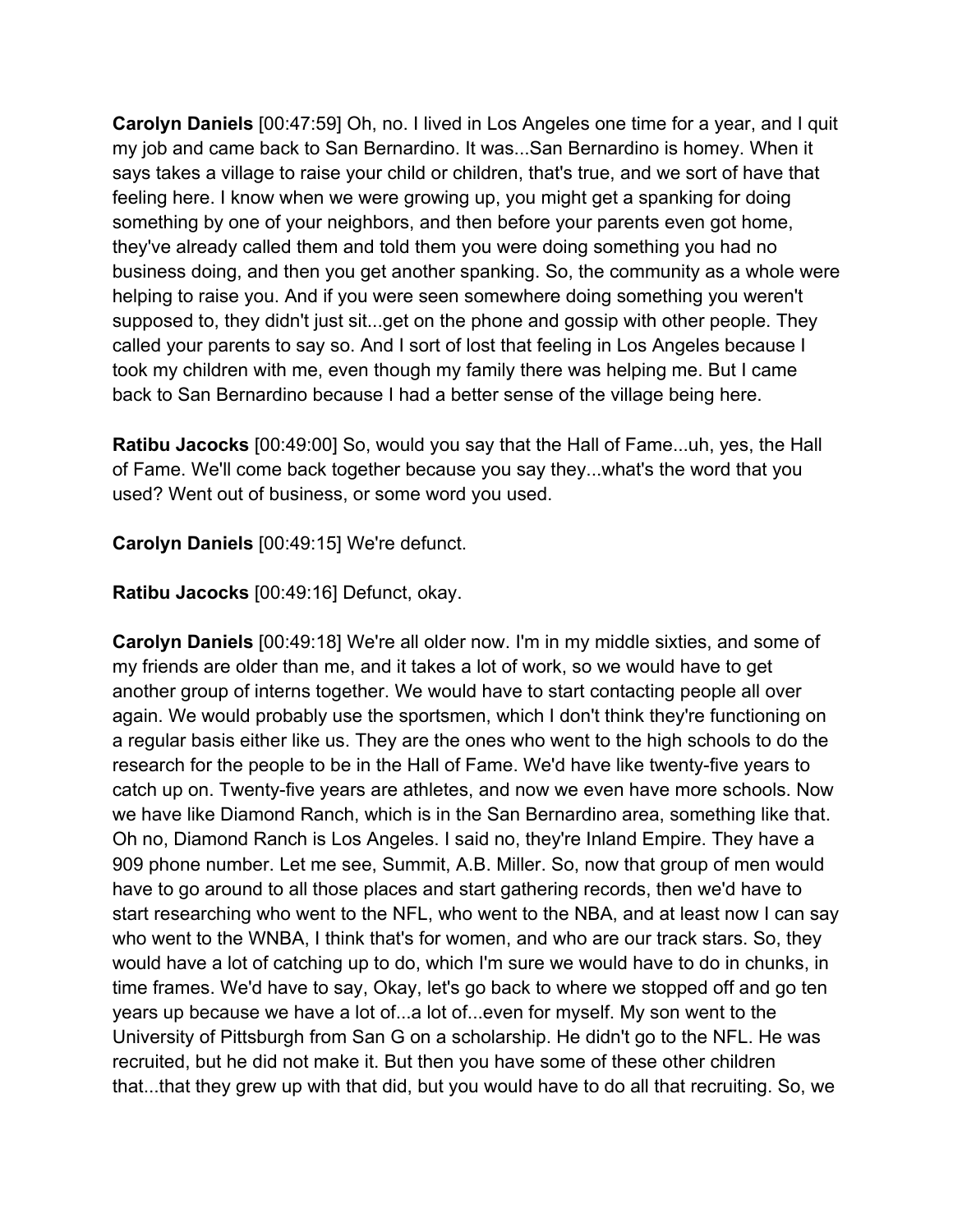**Carolyn Daniels** [00:47:59] Oh, no. I lived in Los Angeles one time for a year, and I quit my job and came back to San Bernardino. It was...San Bernardino is homey. When it says takes a village to raise your child or children, that's true, and we sort of have that feeling here. I know when we were growing up, you might get a spanking for doing something by one of your neighbors, and then before your parents even got home, they've already called them and told them you were doing something you had no business doing, and then you get another spanking. So, the community as a whole were helping to raise you. And if you were seen somewhere doing something you weren't supposed to, they didn't just sit...get on the phone and gossip with other people. They called your parents to say so. And I sort of lost that feeling in Los Angeles because I took my children with me, even though my family there was helping me. But I came back to San Bernardino because I had a better sense of the village being here.

**Ratibu Jacocks** [00:49:00] So, would you say that the Hall of Fame...uh, yes, the Hall of Fame. We'll come back together because you say they...what's the word that you used? Went out of business, or some word you used.

**Carolyn Daniels** [00:49:15] We're defunct.

**Ratibu Jacocks** [00:49:16] Defunct, okay.

**Carolyn Daniels** [00:49:18] We're all older now. I'm in my middle sixties, and some of my friends are older than me, and it takes a lot of work, so we would have to get another group of interns together. We would have to start contacting people all over again. We would probably use the sportsmen, which I don't think they're functioning on a regular basis either like us. They are the ones who went to the high schools to do the research for the people to be in the Hall of Fame. We'd have like twenty-five years to catch up on. Twenty-five years are athletes, and now we even have more schools. Now we have like Diamond Ranch, which is in the San Bernardino area, something like that. Oh no, Diamond Ranch is Los Angeles. I said no, they're Inland Empire. They have a 909 phone number. Let me see, Summit, A.B. Miller. So, now that group of men would have to go around to all those places and start gathering records, then we'd have to start researching who went to the NFL, who went to the NBA, and at least now I can say who went to the WNBA, I think that's for women, and who are our track stars. So, they would have a lot of catching up to do, which I'm sure we would have to do in chunks, in time frames. We'd have to say, Okay, let's go back to where we stopped off and go ten years up because we have a lot of...a lot of...even for myself. My son went to the University of Pittsburgh from San G on a scholarship. He didn't go to the NFL. He was recruited, but he did not make it. But then you have some of these other children that...that they grew up with that did, but you would have to do all that recruiting. So, we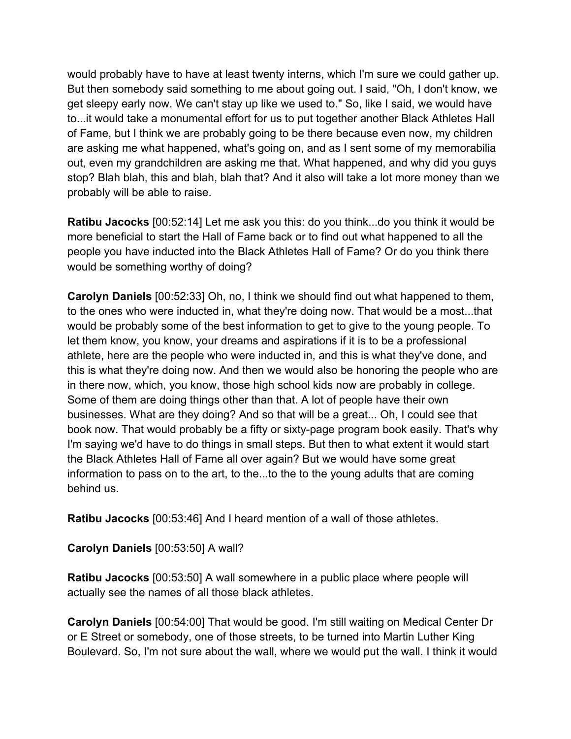would probably have to have at least twenty interns, which I'm sure we could gather up. But then somebody said something to me about going out. I said, "Oh, I don't know, we get sleepy early now. We can't stay up like we used to." So, like I said, we would have to...it would take a monumental effort for us to put together another Black Athletes Hall of Fame, but I think we are probably going to be there because even now, my children are asking me what happened, what's going on, and as I sent some of my memorabilia out, even my grandchildren are asking me that. What happened, and why did you guys stop? Blah blah, this and blah, blah that? And it also will take a lot more money than we probably will be able to raise.

**Ratibu Jacocks** [00:52:14] Let me ask you this: do you think...do you think it would be more beneficial to start the Hall of Fame back or to find out what happened to all the people you have inducted into the Black Athletes Hall of Fame? Or do you think there would be something worthy of doing?

**Carolyn Daniels** [00:52:33] Oh, no, I think we should find out what happened to them, to the ones who were inducted in, what they're doing now. That would be a most...that would be probably some of the best information to get to give to the young people. To let them know, you know, your dreams and aspirations if it is to be a professional athlete, here are the people who were inducted in, and this is what they've done, and this is what they're doing now. And then we would also be honoring the people who are in there now, which, you know, those high school kids now are probably in college. Some of them are doing things other than that. A lot of people have their own businesses. What are they doing? And so that will be a great... Oh, I could see that book now. That would probably be a fifty or sixty-page program book easily. That's why I'm saying we'd have to do things in small steps. But then to what extent it would start the Black Athletes Hall of Fame all over again? But we would have some great information to pass on to the art, to the...to the to the young adults that are coming behind us.

**Ratibu Jacocks** [00:53:46] And I heard mention of a wall of those athletes.

**Carolyn Daniels** [00:53:50] A wall?

**Ratibu Jacocks** [00:53:50] A wall somewhere in a public place where people will actually see the names of all those black athletes.

**Carolyn Daniels** [00:54:00] That would be good. I'm still waiting on Medical Center Dr or E Street or somebody, one of those streets, to be turned into Martin Luther King Boulevard. So, I'm not sure about the wall, where we would put the wall. I think it would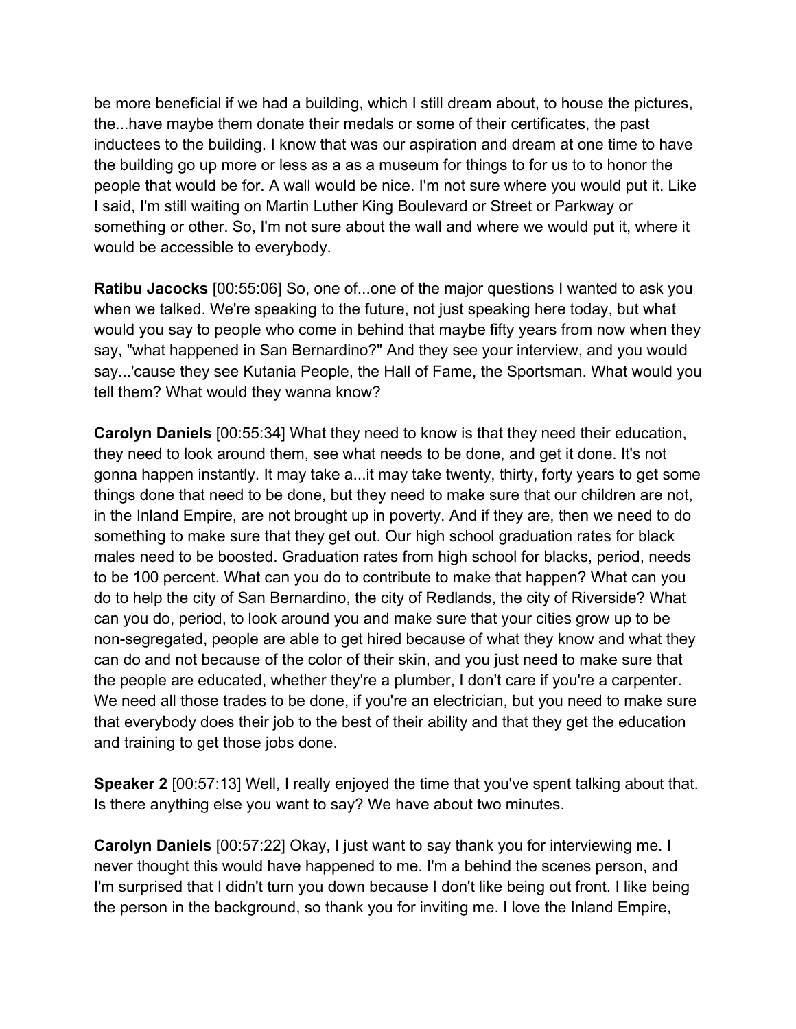be more beneficial if we had a building, which I still dream about, to house the pictures, the...have maybe them donate their medals or some of their certificates, the past inductees to the building. I know that was our aspiration and dream at one time to have the building go up more or less as a as a museum for things to for us to to honor the people that would be for. A wall would be nice. I'm not sure where you would put it. Like I said, I'm still waiting on Martin Luther King Boulevard or Street or Parkway or something or other. So, I'm not sure about the wall and where we would put it, where it would be accessible to everybody.

**Ratibu Jacocks** [00:55:06] So, one of...one of the major questions I wanted to ask you when we talked. We're speaking to the future, not just speaking here today, but what would you say to people who come in behind that maybe fifty years from now when they say, "what happened in San Bernardino?" And they see your interview, and you would say...'cause they see Kutania People, the Hall of Fame, the Sportsman. What would you tell them? What would they wanna know?

**Carolyn Daniels** [00:55:34] What they need to know is that they need their education, they need to look around them, see what needs to be done, and get it done. It's not gonna happen instantly. It may take a...it may take twenty, thirty, forty years to get some things done that need to be done, but they need to make sure that our children are not, in the Inland Empire, are not brought up in poverty. And if they are, then we need to do something to make sure that they get out. Our high school graduation rates for black males need to be boosted. Graduation rates from high school for blacks, period, needs to be 100 percent. What can you do to contribute to make that happen? What can you do to help the city of San Bernardino, the city of Redlands, the city of Riverside? What can you do, period, to look around you and make sure that your cities grow up to be non-segregated, people are able to get hired because of what they know and what they can do and not because of the color of their skin, and you just need to make sure that the people are educated, whether they're a plumber, I don't care if you're a carpenter. We need all those trades to be done, if you're an electrician, but you need to make sure that everybody does their job to the best of their ability and that they get the education and training to get those jobs done.

**Speaker 2** [00:57:13] Well, I really enjoyed the time that you've spent talking about that. Is there anything else you want to say? We have about two minutes.

**Carolyn Daniels** [00:57:22] Okay, I just want to say thank you for interviewing me. I never thought this would have happened to me. I'm a behind the scenes person, and I'm surprised that I didn't turn you down because I don't like being out front. I like being the person in the background, so thank you for inviting me. I love the Inland Empire,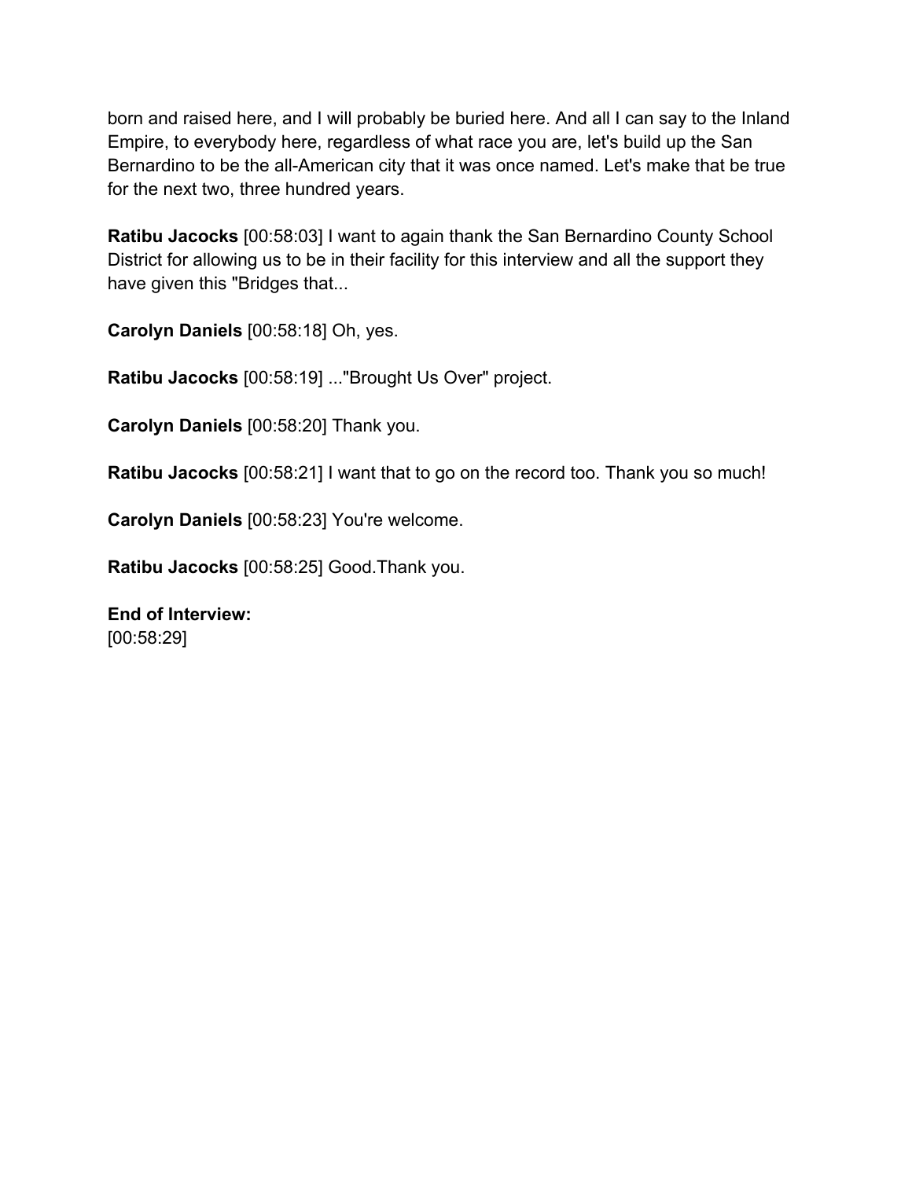born and raised here, and I will probably be buried here. And all I can say to the Inland Empire, to everybody here, regardless of what race you are, let's build up the San Bernardino to be the all-American city that it was once named. Let's make that be true for the next two, three hundred years.

**Ratibu Jacocks** [00:58:03] I want to again thank the San Bernardino County School District for allowing us to be in their facility for this interview and all the support they have given this "Bridges that...

**Carolyn Daniels** [00:58:18] Oh, yes.

**Ratibu Jacocks** [00:58:19] ..."Brought Us Over" project.

**Carolyn Daniels** [00:58:20] Thank you.

**Ratibu Jacocks** [00:58:21] I want that to go on the record too. Thank you so much!

**Carolyn Daniels** [00:58:23] You're welcome.

**Ratibu Jacocks** [00:58:25] Good.Thank you.

**End of Interview:**
[00:58:29]